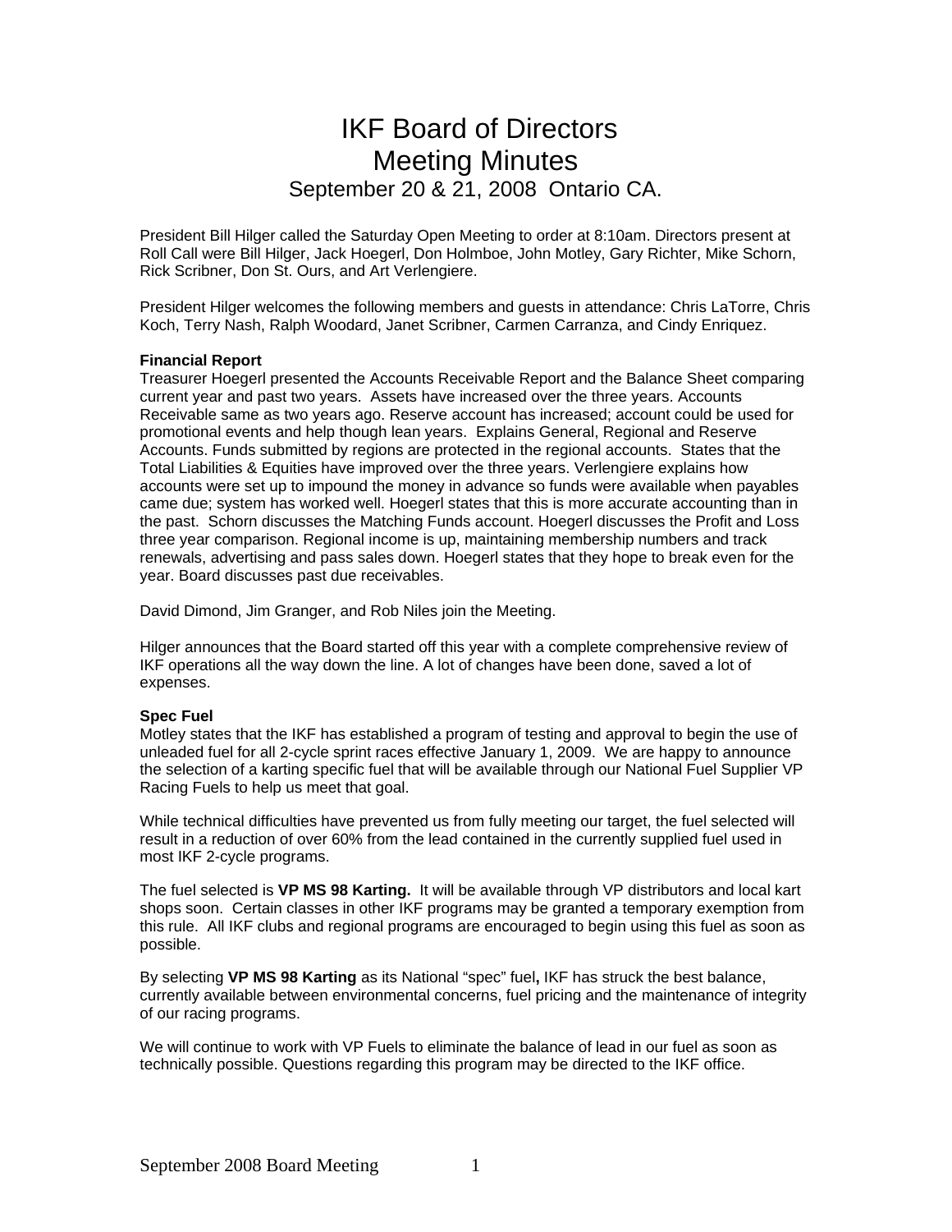# IKF Board of Directors
# Meeting Minutes

## September 20 & 21, 2008 Ontario CA.

President Bill Hilger called the Saturday Open Meeting to order at 8:10am. Directors present at Roll Call were Bill Hilger, Jack Hoegerl, Don Holmboe, John Motley, Gary Richter, Mike Schorn, Rick Scribner, Don St. Ours, and Art Verlengiere.

President Hilger welcomes the following members and guests in attendance: Chris LaTorre, Chris Koch, Terry Nash, Ralph Woodard, Janet Scribner, Carmen Carranza, and Cindy Enriquez.

**Financial Report**

Treasurer Hoegerl presented the Accounts Receivable Report and the Balance Sheet comparing current year and past two years. Assets have increased over the three years. Accounts Receivable same as two years ago. Reserve account has increased; account could be used for promotional events and help though lean years. Explains General, Regional and Reserve Accounts. Funds submitted by regions are protected in the regional accounts. States that the Total Liabilities & Equities have improved over the three years. Verlengiere explains how accounts were set up to impound the money in advance so funds were available when payables came due; system has worked well. Hoegerl states that this is more accurate accounting than in the past. Schorn discusses the Matching Funds account. Hoegerl discusses the Profit and Loss three year comparison. Regional income is up, maintaining membership numbers and track renewals, advertising and pass sales down. Hoegerl states that they hope to break even for the year. Board discusses past due receivables.

David Dimond, Jim Granger, and Rob Niles join the Meeting.

Hilger announces that the Board started off this year with a complete comprehensive review of IKF operations all the way down the line. A lot of changes have been done, saved a lot of expenses.

**Spec Fuel**

Motley states that the IKF has established a program of testing and approval to begin the use of unleaded fuel for all 2-cycle sprint races effective January 1, 2009. We are happy to announce the selection of a karting specific fuel that will be available through our National Fuel Supplier VP Racing Fuels to help us meet that goal.

While technical difficulties have prevented us from fully meeting our target, the fuel selected will result in a reduction of over 60% from the lead contained in the currently supplied fuel used in most IKF 2-cycle programs.

The fuel selected is **VP MS 98 Karting.** It will be available through VP distributors and local kart shops soon. Certain classes in other IKF programs may be granted a temporary exemption from this rule. All IKF clubs and regional programs are encouraged to begin using this fuel as soon as possible.

By selecting **VP MS 98 Karting** as its National "spec" fuel**,** IKF has struck the best balance, currently available between environmental concerns, fuel pricing and the maintenance of integrity of our racing programs.

We will continue to work with VP Fuels to eliminate the balance of lead in our fuel as soon as technically possible. Questions regarding this program may be directed to the IKF office.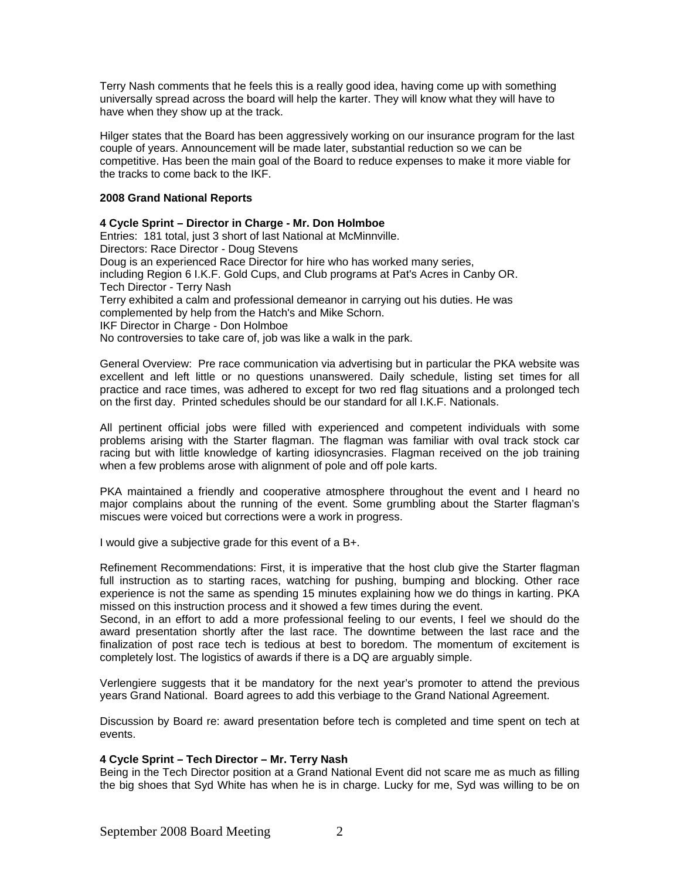Terry Nash comments that he feels this is a really good idea, having come up with something universally spread across the board will help the karter. They will know what they will have to have when they show up at the track.

Hilger states that the Board has been aggressively working on our insurance program for the last couple of years. Announcement will be made later, substantial reduction so we can be competitive. Has been the main goal of the Board to reduce expenses to make it more viable for the tracks to come back to the IKF.

**2008 Grand National Reports**

**4 Cycle Sprint – Director in Charge - Mr. Don Holmboe**
Entries: 181 total, just 3 short of last National at McMinnville.
Directors: Race Director - Doug Stevens
Doug is an experienced Race Director for hire who has worked many series, including Region 6 I.K.F. Gold Cups, and Club programs at Pat's Acres in Canby OR.
Tech Director - Terry Nash
Terry exhibited a calm and professional demeanor in carrying out his duties. He was complemented by help from the Hatch's and Mike Schorn.
IKF Director in Charge - Don Holmboe
No controversies to take care of, job was like a walk in the park.

General Overview: Pre race communication via advertising but in particular the PKA website was excellent and left little or no questions unanswered. Daily schedule, listing set times for all practice and race times, was adhered to except for two red flag situations and a prolonged tech on the first day. Printed schedules should be our standard for all I.K.F. Nationals.

All pertinent official jobs were filled with experienced and competent individuals with some problems arising with the Starter flagman. The flagman was familiar with oval track stock car racing but with little knowledge of karting idiosyncrasies. Flagman received on the job training when a few problems arose with alignment of pole and off pole karts.

PKA maintained a friendly and cooperative atmosphere throughout the event and I heard no major complains about the running of the event. Some grumbling about the Starter flagman's miscues were voiced but corrections were a work in progress.

I would give a subjective grade for this event of a B+.

Refinement Recommendations: First, it is imperative that the host club give the Starter flagman full instruction as to starting races, watching for pushing, bumping and blocking. Other race experience is not the same as spending 15 minutes explaining how we do things in karting. PKA missed on this instruction process and it showed a few times during the event.
Second, in an effort to add a more professional feeling to our events, I feel we should do the award presentation shortly after the last race. The downtime between the last race and the finalization of post race tech is tedious at best to boredom. The momentum of excitement is completely lost. The logistics of awards if there is a DQ are arguably simple.

Verlengiere suggests that it be mandatory for the next year's promoter to attend the previous years Grand National. Board agrees to add this verbiage to the Grand National Agreement.

Discussion by Board re: award presentation before tech is completed and time spent on tech at events.

**4 Cycle Sprint – Tech Director – Mr. Terry Nash**
Being in the Tech Director position at a Grand National Event did not scare me as much as filling the big shoes that Syd White has when he is in charge. Lucky for me, Syd was willing to be on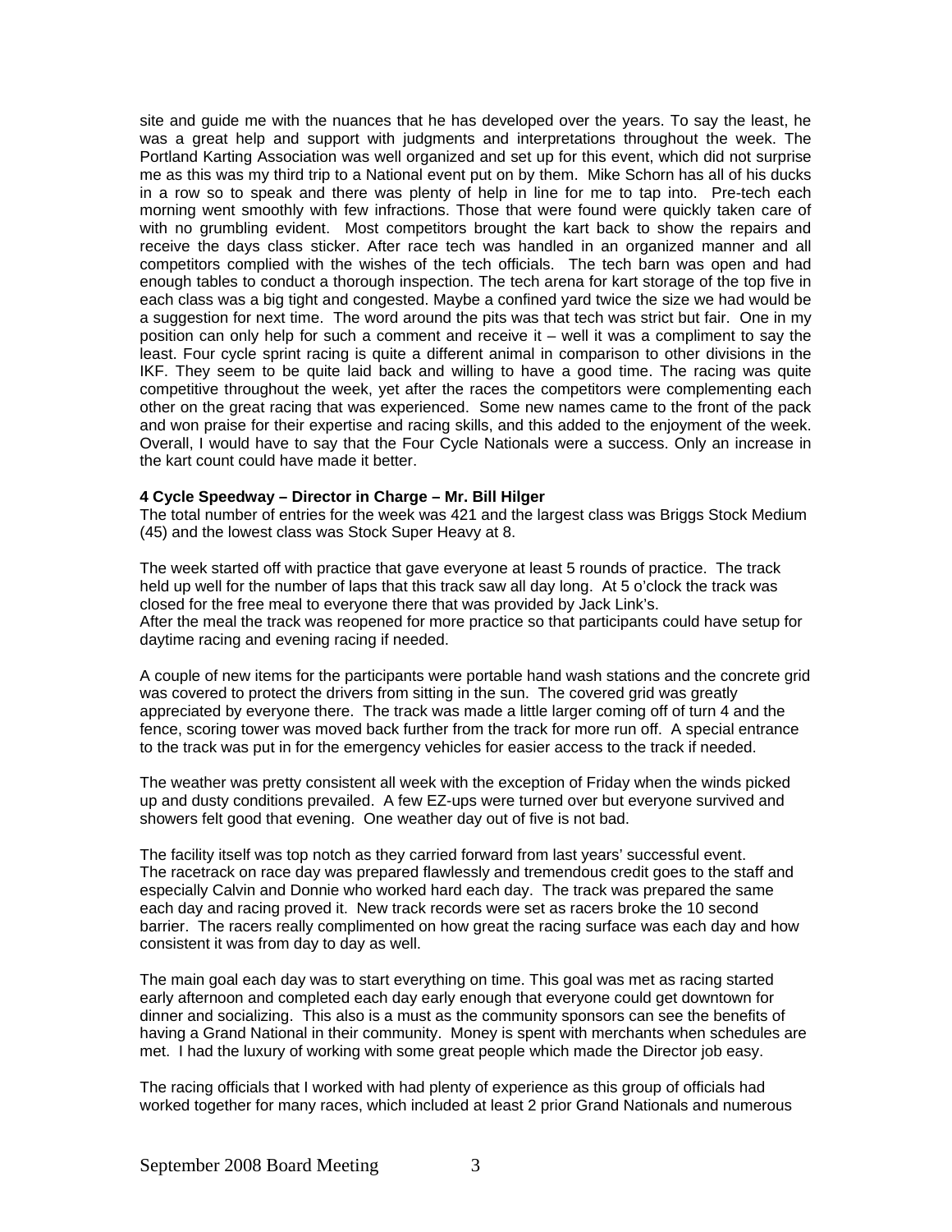site and guide me with the nuances that he has developed over the years. To say the least, he was a great help and support with judgments and interpretations throughout the week. The Portland Karting Association was well organized and set up for this event, which did not surprise me as this was my third trip to a National event put on by them. Mike Schorn has all of his ducks in a row so to speak and there was plenty of help in line for me to tap into. Pre-tech each morning went smoothly with few infractions. Those that were found were quickly taken care of with no grumbling evident. Most competitors brought the kart back to show the repairs and receive the days class sticker. After race tech was handled in an organized manner and all competitors complied with the wishes of the tech officials. The tech barn was open and had enough tables to conduct a thorough inspection. The tech arena for kart storage of the top five in each class was a big tight and congested. Maybe a confined yard twice the size we had would be a suggestion for next time. The word around the pits was that tech was strict but fair. One in my position can only help for such a comment and receive it – well it was a compliment to say the least. Four cycle sprint racing is quite a different animal in comparison to other divisions in the IKF. They seem to be quite laid back and willing to have a good time. The racing was quite competitive throughout the week, yet after the races the competitors were complementing each other on the great racing that was experienced. Some new names came to the front of the pack and won praise for their expertise and racing skills, and this added to the enjoyment of the week. Overall, I would have to say that the Four Cycle Nationals were a success. Only an increase in the kart count could have made it better.

**4 Cycle Speedway – Director in Charge – Mr. Bill Hilger**

The total number of entries for the week was 421 and the largest class was Briggs Stock Medium (45) and the lowest class was Stock Super Heavy at 8.

The week started off with practice that gave everyone at least 5 rounds of practice. The track held up well for the number of laps that this track saw all day long. At 5 o'clock the track was closed for the free meal to everyone there that was provided by Jack Link's.
After the meal the track was reopened for more practice so that participants could have setup for daytime racing and evening racing if needed.

A couple of new items for the participants were portable hand wash stations and the concrete grid was covered to protect the drivers from sitting in the sun. The covered grid was greatly appreciated by everyone there. The track was made a little larger coming off of turn 4 and the fence, scoring tower was moved back further from the track for more run off. A special entrance to the track was put in for the emergency vehicles for easier access to the track if needed.

The weather was pretty consistent all week with the exception of Friday when the winds picked up and dusty conditions prevailed. A few EZ-ups were turned over but everyone survived and showers felt good that evening. One weather day out of five is not bad.

The facility itself was top notch as they carried forward from last years' successful event. The racetrack on race day was prepared flawlessly and tremendous credit goes to the staff and especially Calvin and Donnie who worked hard each day. The track was prepared the same each day and racing proved it. New track records were set as racers broke the 10 second barrier. The racers really complimented on how great the racing surface was each day and how consistent it was from day to day as well.

The main goal each day was to start everything on time. This goal was met as racing started early afternoon and completed each day early enough that everyone could get downtown for dinner and socializing. This also is a must as the community sponsors can see the benefits of having a Grand National in their community. Money is spent with merchants when schedules are met. I had the luxury of working with some great people which made the Director job easy.

The racing officials that I worked with had plenty of experience as this group of officials had worked together for many races, which included at least 2 prior Grand Nationals and numerous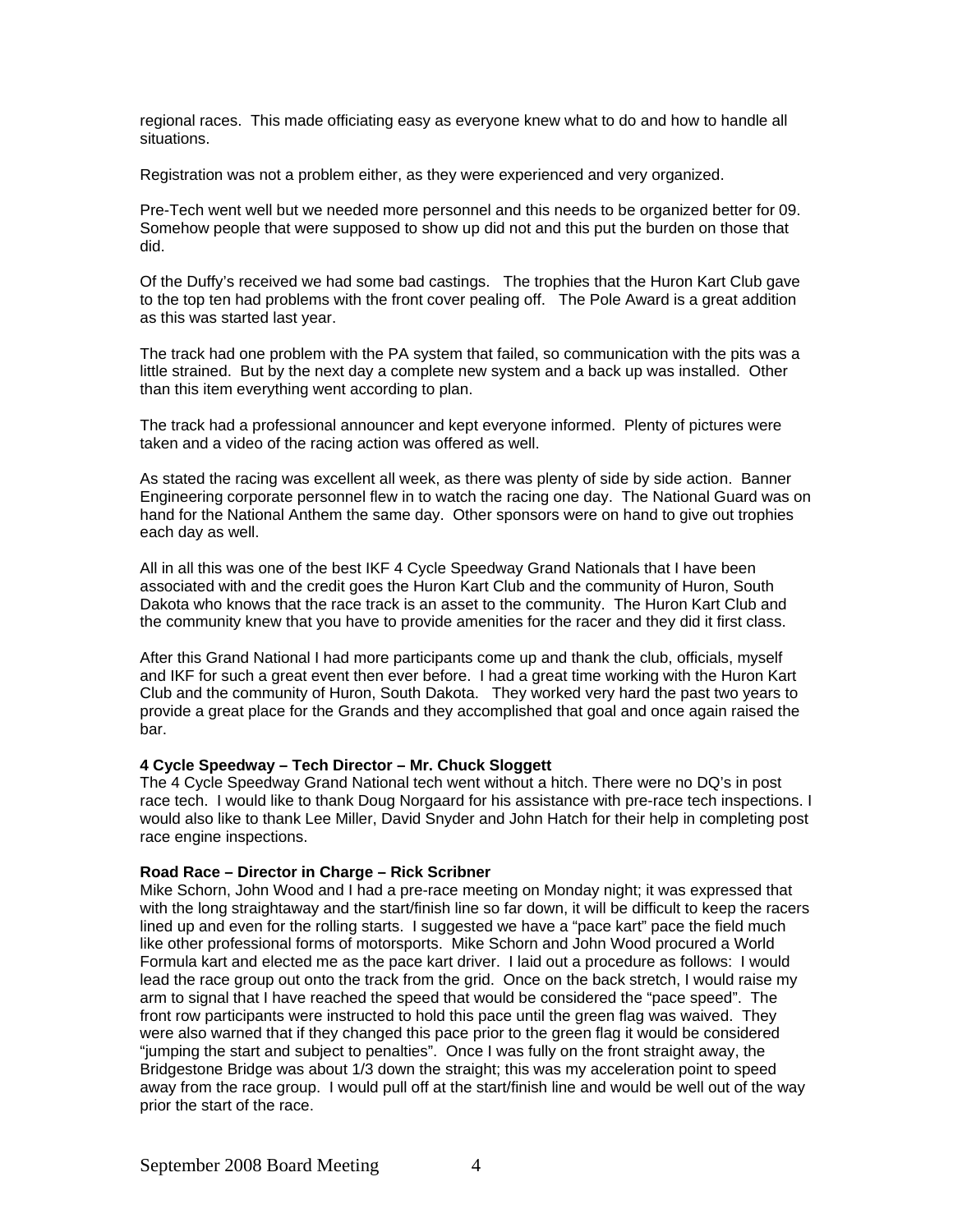regional races. This made officiating easy as everyone knew what to do and how to handle all situations.

Registration was not a problem either, as they were experienced and very organized.

Pre-Tech went well but we needed more personnel and this needs to be organized better for 09. Somehow people that were supposed to show up did not and this put the burden on those that did.

Of the Duffy's received we had some bad castings. The trophies that the Huron Kart Club gave to the top ten had problems with the front cover pealing off. The Pole Award is a great addition as this was started last year.

The track had one problem with the PA system that failed, so communication with the pits was a little strained. But by the next day a complete new system and a back up was installed. Other than this item everything went according to plan.

The track had a professional announcer and kept everyone informed. Plenty of pictures were taken and a video of the racing action was offered as well.

As stated the racing was excellent all week, as there was plenty of side by side action. Banner Engineering corporate personnel flew in to watch the racing one day. The National Guard was on hand for the National Anthem the same day. Other sponsors were on hand to give out trophies each day as well.

All in all this was one of the best IKF 4 Cycle Speedway Grand Nationals that I have been associated with and the credit goes the Huron Kart Club and the community of Huron, South Dakota who knows that the race track is an asset to the community. The Huron Kart Club and the community knew that you have to provide amenities for the racer and they did it first class.

After this Grand National I had more participants come up and thank the club, officials, myself and IKF for such a great event then ever before. I had a great time working with the Huron Kart Club and the community of Huron, South Dakota. They worked very hard the past two years to provide a great place for the Grands and they accomplished that goal and once again raised the bar.

**4 Cycle Speedway – Tech Director – Mr. Chuck Sloggett**

The 4 Cycle Speedway Grand National tech went without a hitch. There were no DQ's in post race tech. I would like to thank Doug Norgaard for his assistance with pre-race tech inspections. I would also like to thank Lee Miller, David Snyder and John Hatch for their help in completing post race engine inspections.

**Road Race – Director in Charge – Rick Scribner**

Mike Schorn, John Wood and I had a pre-race meeting on Monday night; it was expressed that with the long straightaway and the start/finish line so far down, it will be difficult to keep the racers lined up and even for the rolling starts. I suggested we have a "pace kart" pace the field much like other professional forms of motorsports. Mike Schorn and John Wood procured a World Formula kart and elected me as the pace kart driver. I laid out a procedure as follows: I would lead the race group out onto the track from the grid. Once on the back stretch, I would raise my arm to signal that I have reached the speed that would be considered the "pace speed". The front row participants were instructed to hold this pace until the green flag was waived. They were also warned that if they changed this pace prior to the green flag it would be considered "jumping the start and subject to penalties". Once I was fully on the front straight away, the Bridgestone Bridge was about 1/3 down the straight; this was my acceleration point to speed away from the race group. I would pull off at the start/finish line and would be well out of the way prior the start of the race.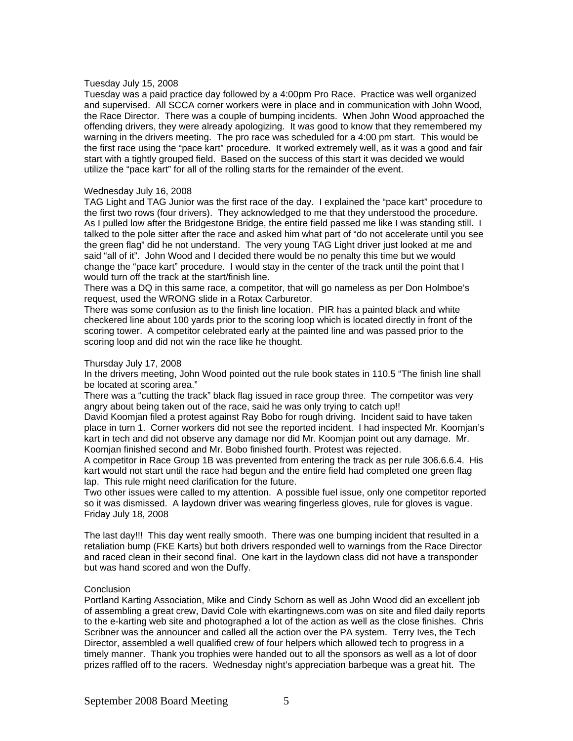Tuesday July 15, 2008

Tuesday was a paid practice day followed by a 4:00pm Pro Race. Practice was well organized and supervised. All SCCA corner workers were in place and in communication with John Wood, the Race Director. There was a couple of bumping incidents. When John Wood approached the offending drivers, they were already apologizing. It was good to know that they remembered my warning in the drivers meeting. The pro race was scheduled for a 4:00 pm start. This would be the first race using the "pace kart" procedure. It worked extremely well, as it was a good and fair start with a tightly grouped field. Based on the success of this start it was decided we would utilize the "pace kart" for all of the rolling starts for the remainder of the event.

Wednesday July 16, 2008

TAG Light and TAG Junior was the first race of the day. I explained the "pace kart" procedure to the first two rows (four drivers). They acknowledged to me that they understood the procedure. As I pulled low after the Bridgestone Bridge, the entire field passed me like I was standing still. I talked to the pole sitter after the race and asked him what part of "do not accelerate until you see the green flag" did he not understand. The very young TAG Light driver just looked at me and said "all of it". John Wood and I decided there would be no penalty this time but we would change the "pace kart" procedure. I would stay in the center of the track until the point that I would turn off the track at the start/finish line.

There was a DQ in this same race, a competitor, that will go nameless as per Don Holmboe's request, used the WRONG slide in a Rotax Carburetor.

There was some confusion as to the finish line location. PIR has a painted black and white checkered line about 100 yards prior to the scoring loop which is located directly in front of the scoring tower. A competitor celebrated early at the painted line and was passed prior to the scoring loop and did not win the race like he thought.

Thursday July 17, 2008

In the drivers meeting, John Wood pointed out the rule book states in 110.5 "The finish line shall be located at scoring area."

There was a "cutting the track" black flag issued in race group three. The competitor was very angry about being taken out of the race, said he was only trying to catch up!!

David Koomjan filed a protest against Ray Bobo for rough driving. Incident said to have taken place in turn 1. Corner workers did not see the reported incident. I had inspected Mr. Koomjan's kart in tech and did not observe any damage nor did Mr. Koomjan point out any damage. Mr. Koomjan finished second and Mr. Bobo finished fourth. Protest was rejected.

A competitor in Race Group 1B was prevented from entering the track as per rule 306.6.6.4. His kart would not start until the race had begun and the entire field had completed one green flag lap. This rule might need clarification for the future.

Two other issues were called to my attention. A possible fuel issue, only one competitor reported so it was dismissed. A laydown driver was wearing fingerless gloves, rule for gloves is vague.

Friday July 18, 2008

The last day!!! This day went really smooth. There was one bumping incident that resulted in a retaliation bump (FKE Karts) but both drivers responded well to warnings from the Race Director and raced clean in their second final. One kart in the laydown class did not have a transponder but was hand scored and won the Duffy.

Conclusion

Portland Karting Association, Mike and Cindy Schorn as well as John Wood did an excellent job of assembling a great crew, David Cole with ekartingnews.com was on site and filed daily reports to the e-karting web site and photographed a lot of the action as well as the close finishes. Chris Scribner was the announcer and called all the action over the PA system. Terry Ives, the Tech Director, assembled a well qualified crew of four helpers which allowed tech to progress in a timely manner. Thank you trophies were handed out to all the sponsors as well as a lot of door prizes raffled off to the racers. Wednesday night's appreciation barbeque was a great hit. The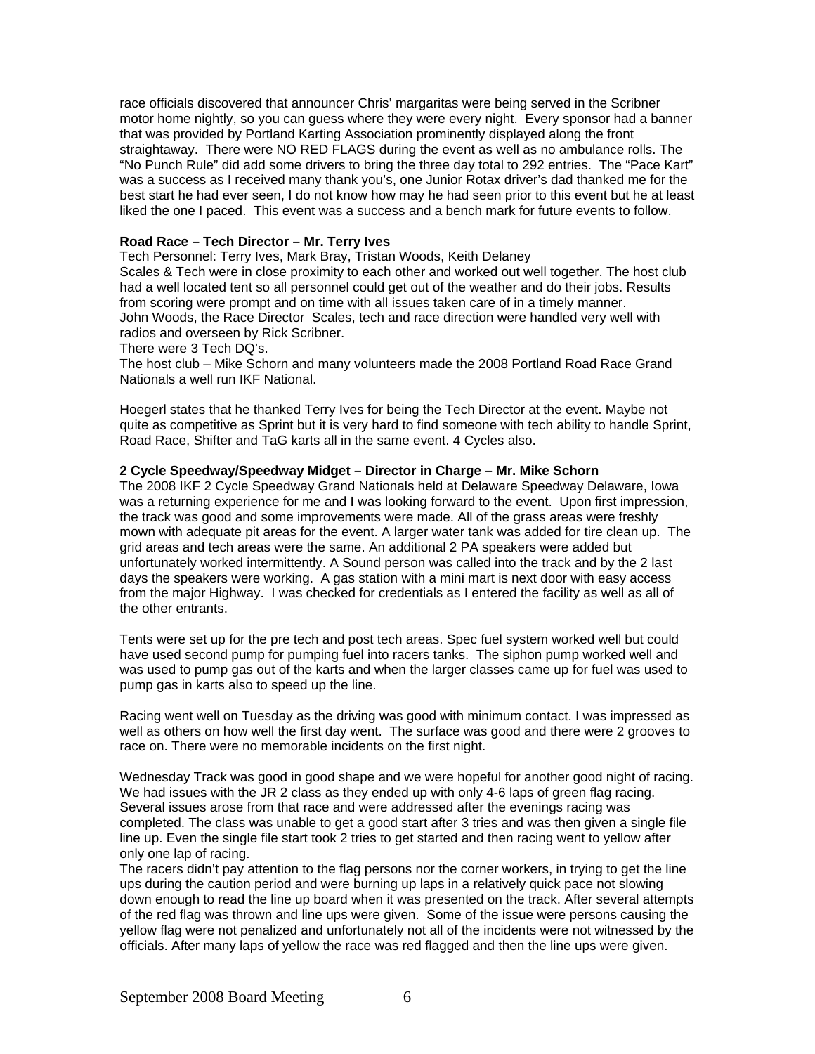race officials discovered that announcer Chris' margaritas were being served in the Scribner motor home nightly, so you can guess where they were every night. Every sponsor had a banner that was provided by Portland Karting Association prominently displayed along the front straightaway. There were NO RED FLAGS during the event as well as no ambulance rolls. The "No Punch Rule" did add some drivers to bring the three day total to 292 entries. The "Pace Kart" was a success as I received many thank you's, one Junior Rotax driver's dad thanked me for the best start he had ever seen, I do not know how may he had seen prior to this event but he at least liked the one I paced. This event was a success and a bench mark for future events to follow.

**Road Race – Tech Director – Mr. Terry Ives**

Tech Personnel: Terry Ives, Mark Bray, Tristan Woods, Keith Delaney
Scales & Tech were in close proximity to each other and worked out well together. The host club had a well located tent so all personnel could get out of the weather and do their jobs. Results from scoring were prompt and on time with all issues taken care of in a timely manner.
John Woods, the Race Director Scales, tech and race direction were handled very well with radios and overseen by Rick Scribner.
There were 3 Tech DQ's.
The host club – Mike Schorn and many volunteers made the 2008 Portland Road Race Grand Nationals a well run IKF National.

Hoegerl states that he thanked Terry Ives for being the Tech Director at the event. Maybe not quite as competitive as Sprint but it is very hard to find someone with tech ability to handle Sprint, Road Race, Shifter and TaG karts all in the same event. 4 Cycles also.

**2 Cycle Speedway/Speedway Midget – Director in Charge – Mr. Mike Schorn**

The 2008 IKF 2 Cycle Speedway Grand Nationals held at Delaware Speedway Delaware, Iowa was a returning experience for me and I was looking forward to the event. Upon first impression, the track was good and some improvements were made. All of the grass areas were freshly mown with adequate pit areas for the event. A larger water tank was added for tire clean up. The grid areas and tech areas were the same. An additional 2 PA speakers were added but unfortunately worked intermittently. A Sound person was called into the track and by the 2 last days the speakers were working. A gas station with a mini mart is next door with easy access from the major Highway. I was checked for credentials as I entered the facility as well as all of the other entrants.

Tents were set up for the pre tech and post tech areas. Spec fuel system worked well but could have used second pump for pumping fuel into racers tanks. The siphon pump worked well and was used to pump gas out of the karts and when the larger classes came up for fuel was used to pump gas in karts also to speed up the line.

Racing went well on Tuesday as the driving was good with minimum contact. I was impressed as well as others on how well the first day went. The surface was good and there were 2 grooves to race on. There were no memorable incidents on the first night.

Wednesday Track was good in good shape and we were hopeful for another good night of racing. We had issues with the JR 2 class as they ended up with only 4-6 laps of green flag racing. Several issues arose from that race and were addressed after the evenings racing was completed. The class was unable to get a good start after 3 tries and was then given a single file line up. Even the single file start took 2 tries to get started and then racing went to yellow after only one lap of racing.
The racers didn't pay attention to the flag persons nor the corner workers, in trying to get the line ups during the caution period and were burning up laps in a relatively quick pace not slowing down enough to read the line up board when it was presented on the track. After several attempts of the red flag was thrown and line ups were given. Some of the issue were persons causing the yellow flag were not penalized and unfortunately not all of the incidents were not witnessed by the officials. After many laps of yellow the race was red flagged and then the line ups were given.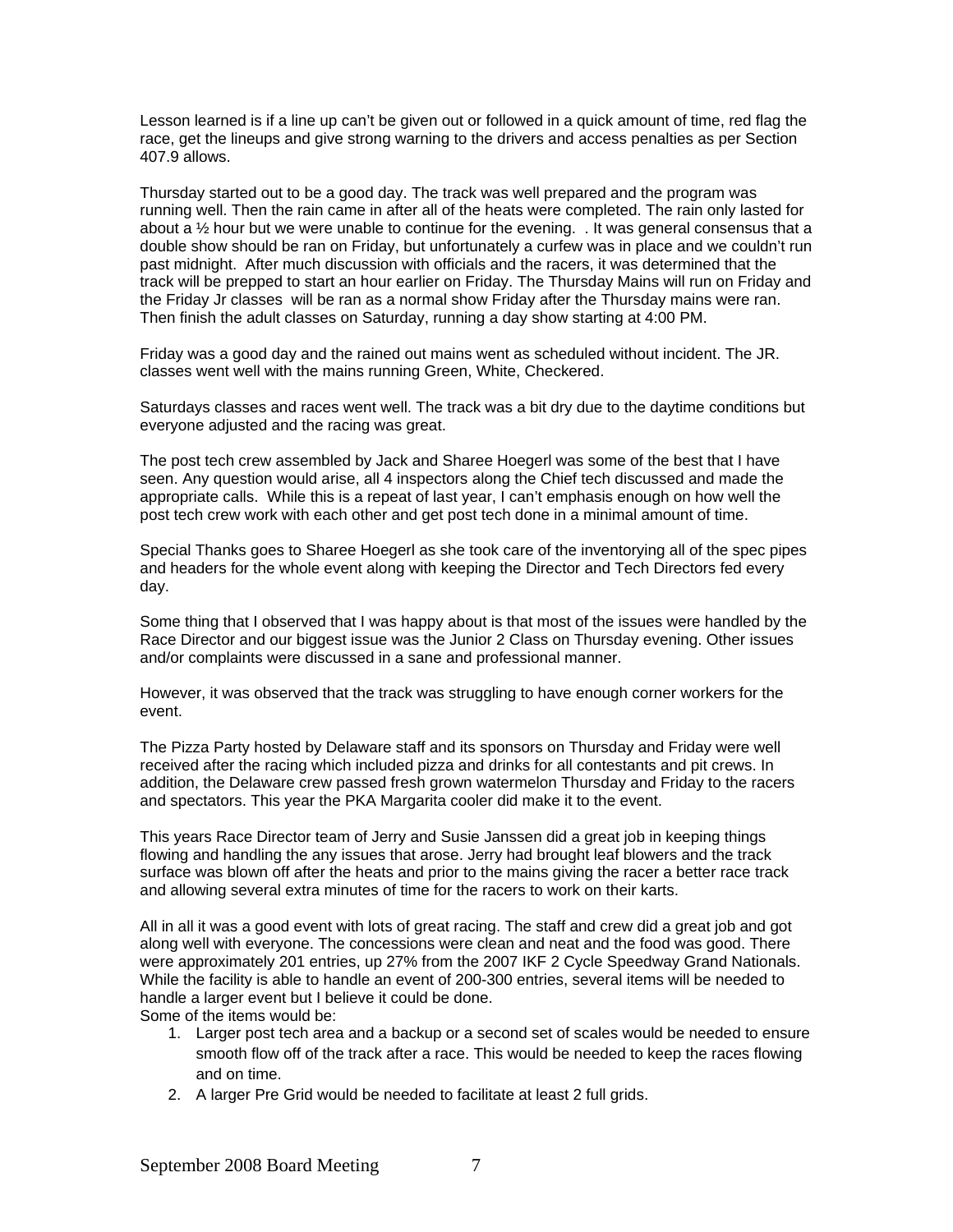Lesson learned is if a line up can't be given out or followed in a quick amount of time, red flag the race, get the lineups and give strong warning to the drivers and access penalties as per Section 407.9 allows.

Thursday started out to be a good day. The track was well prepared and the program was running well. Then the rain came in after all of the heats were completed. The rain only lasted for about a ½ hour but we were unable to continue for the evening.  . It was general consensus that a double show should be ran on Friday, but unfortunately a curfew was in place and we couldn't run past midnight.  After much discussion with officials and the racers, it was determined that the track will be prepped to start an hour earlier on Friday. The Thursday Mains will run on Friday and the Friday Jr classes  will be ran as a normal show Friday after the Thursday mains were ran. Then finish the adult classes on Saturday, running a day show starting at 4:00 PM.

Friday was a good day and the rained out mains went as scheduled without incident. The JR. classes went well with the mains running Green, White, Checkered.

Saturdays classes and races went well. The track was a bit dry due to the daytime conditions but everyone adjusted and the racing was great.

The post tech crew assembled by Jack and Sharee Hoegerl was some of the best that I have seen. Any question would arise, all 4 inspectors along the Chief tech discussed and made the appropriate calls.  While this is a repeat of last year, I can't emphasis enough on how well the post tech crew work with each other and get post tech done in a minimal amount of time.

Special Thanks goes to Sharee Hoegerl as she took care of the inventorying all of the spec pipes and headers for the whole event along with keeping the Director and Tech Directors fed every day.

Some thing that I observed that I was happy about is that most of the issues were handled by the Race Director and our biggest issue was the Junior 2 Class on Thursday evening. Other issues and/or complaints were discussed in a sane and professional manner.

However, it was observed that the track was struggling to have enough corner workers for the event.

The Pizza Party hosted by Delaware staff and its sponsors on Thursday and Friday were well received after the racing which included pizza and drinks for all contestants and pit crews. In addition, the Delaware crew passed fresh grown watermelon Thursday and Friday to the racers and spectators. This year the PKA Margarita cooler did make it to the event.

This years Race Director team of Jerry and Susie Janssen did a great job in keeping things flowing and handling the any issues that arose. Jerry had brought leaf blowers and the track surface was blown off after the heats and prior to the mains giving the racer a better race track and allowing several extra minutes of time for the racers to work on their karts.

All in all it was a good event with lots of great racing. The staff and crew did a great job and got along well with everyone. The concessions were clean and neat and the food was good. There were approximately 201 entries, up 27% from the 2007 IKF 2 Cycle Speedway Grand Nationals. While the facility is able to handle an event of 200-300 entries, several items will be needed to handle a larger event but I believe it could be done.
Some of the items would be:

1. Larger post tech area and a backup or a second set of scales would be needed to ensure smooth flow off of the track after a race. This would be needed to keep the races flowing and on time.
2. A larger Pre Grid would be needed to facilitate at least 2 full grids.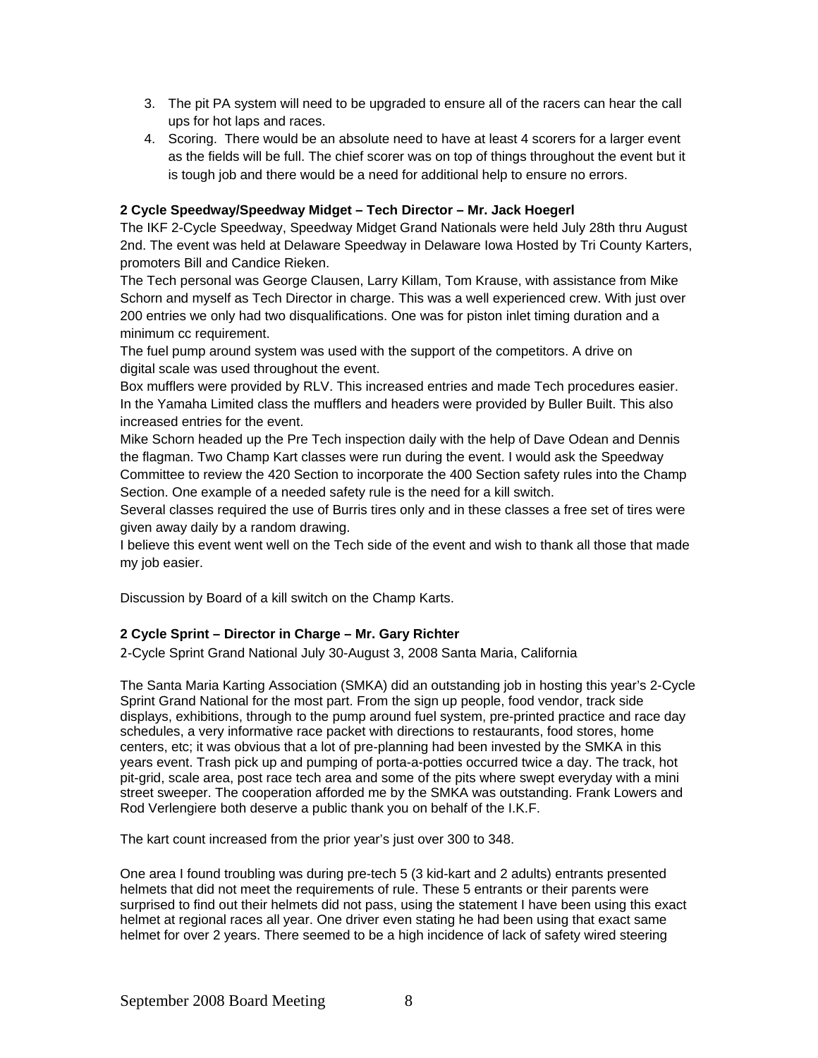3. The pit PA system will need to be upgraded to ensure all of the racers can hear the call ups for hot laps and races.
4. Scoring. There would be an absolute need to have at least 4 scorers for a larger event as the fields will be full. The chief scorer was on top of things throughout the event but it is tough job and there would be a need for additional help to ensure no errors.

**2 Cycle Speedway/Speedway Midget – Tech Director – Mr. Jack Hoegerl**

The IKF 2-Cycle Speedway, Speedway Midget Grand Nationals were held July 28th thru August 2nd. The event was held at Delaware Speedway in Delaware Iowa Hosted by Tri County Karters, promoters Bill and Candice Rieken.

The Tech personal was George Clausen, Larry Killam, Tom Krause, with assistance from Mike Schorn and myself as Tech Director in charge. This was a well experienced crew. With just over 200 entries we only had two disqualifications. One was for piston inlet timing duration and a minimum cc requirement.

The fuel pump around system was used with the support of the competitors. A drive on digital scale was used throughout the event.

Box mufflers were provided by RLV. This increased entries and made Tech procedures easier. In the Yamaha Limited class the mufflers and headers were provided by Buller Built. This also increased entries for the event.

Mike Schorn headed up the Pre Tech inspection daily with the help of Dave Odean and Dennis the flagman. Two Champ Kart classes were run during the event. I would ask the Speedway Committee to review the 420 Section to incorporate the 400 Section safety rules into the Champ Section. One example of a needed safety rule is the need for a kill switch.

Several classes required the use of Burris tires only and in these classes a free set of tires were given away daily by a random drawing.

I believe this event went well on the Tech side of the event and wish to thank all those that made my job easier.

Discussion by Board of a kill switch on the Champ Karts.

**2 Cycle Sprint – Director in Charge – Mr. Gary Richter**

2-Cycle Sprint Grand National July 30-August 3, 2008 Santa Maria, California

The Santa Maria Karting Association (SMKA) did an outstanding job in hosting this year's 2-Cycle Sprint Grand National for the most part. From the sign up people, food vendor, track side displays, exhibitions, through to the pump around fuel system, pre-printed practice and race day schedules, a very informative race packet with directions to restaurants, food stores, home centers, etc; it was obvious that a lot of pre-planning had been invested by the SMKA in this years event. Trash pick up and pumping of porta-a-potties occurred twice a day. The track, hot pit-grid, scale area, post race tech area and some of the pits where swept everyday with a mini street sweeper. The cooperation afforded me by the SMKA was outstanding. Frank Lowers and Rod Verlengiere both deserve a public thank you on behalf of the I.K.F.

The kart count increased from the prior year's just over 300 to 348.

One area I found troubling was during pre-tech 5 (3 kid-kart and 2 adults) entrants presented helmets that did not meet the requirements of rule. These 5 entrants or their parents were surprised to find out their helmets did not pass, using the statement I have been using this exact helmet at regional races all year. One driver even stating he had been using that exact same helmet for over 2 years. There seemed to be a high incidence of lack of safety wired steering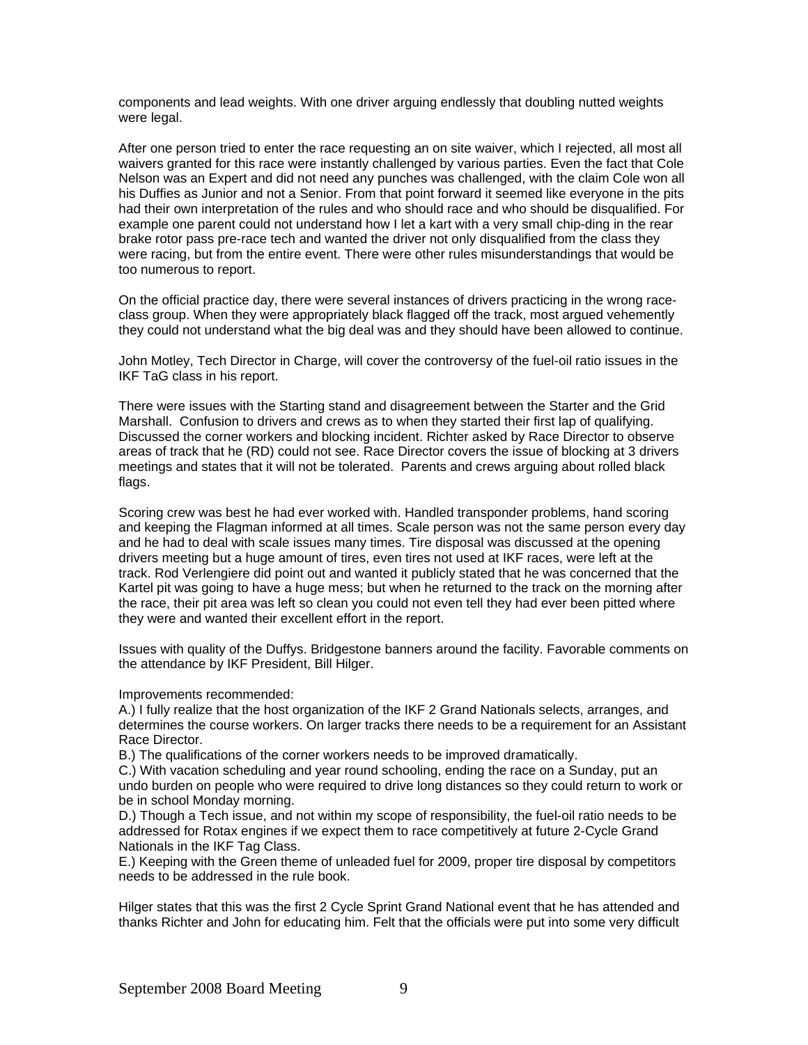components and lead weights. With one driver arguing endlessly that doubling nutted weights were legal.

After one person tried to enter the race requesting an on site waiver, which I rejected, all most all waivers granted for this race were instantly challenged by various parties. Even the fact that Cole Nelson was an Expert and did not need any punches was challenged, with the claim Cole won all his Duffies as Junior and not a Senior. From that point forward it seemed like everyone in the pits had their own interpretation of the rules and who should race and who should be disqualified. For example one parent could not understand how I let a kart with a very small chip-ding in the rear brake rotor pass pre-race tech and wanted the driver not only disqualified from the class they were racing, but from the entire event. There were other rules misunderstandings that would be too numerous to report.

On the official practice day, there were several instances of drivers practicing in the wrong race-class group. When they were appropriately black flagged off the track, most argued vehemently they could not understand what the big deal was and they should have been allowed to continue.

John Motley, Tech Director in Charge, will cover the controversy of the fuel-oil ratio issues in the IKF TaG class in his report.

There were issues with the Starting stand and disagreement between the Starter and the Grid Marshall. Confusion to drivers and crews as to when they started their first lap of qualifying. Discussed the corner workers and blocking incident. Richter asked by Race Director to observe areas of track that he (RD) could not see. Race Director covers the issue of blocking at 3 drivers meetings and states that it will not be tolerated. Parents and crews arguing about rolled black flags.

Scoring crew was best he had ever worked with. Handled transponder problems, hand scoring and keeping the Flagman informed at all times. Scale person was not the same person every day and he had to deal with scale issues many times. Tire disposal was discussed at the opening drivers meeting but a huge amount of tires, even tires not used at IKF races, were left at the track. Rod Verlengiere did point out and wanted it publicly stated that he was concerned that the Kartel pit was going to have a huge mess; but when he returned to the track on the morning after the race, their pit area was left so clean you could not even tell they had ever been pitted where they were and wanted their excellent effort in the report.

Issues with quality of the Duffys. Bridgestone banners around the facility. Favorable comments on the attendance by IKF President, Bill Hilger.

Improvements recommended:
A.) I fully realize that the host organization of the IKF 2 Grand Nationals selects, arranges, and determines the course workers. On larger tracks there needs to be a requirement for an Assistant Race Director.
B.) The qualifications of the corner workers needs to be improved dramatically.
C.) With vacation scheduling and year round schooling, ending the race on a Sunday, put an undo burden on people who were required to drive long distances so they could return to work or be in school Monday morning.
D.) Though a Tech issue, and not within my scope of responsibility, the fuel-oil ratio needs to be addressed for Rotax engines if we expect them to race competitively at future 2-Cycle Grand Nationals in the IKF Tag Class.
E.) Keeping with the Green theme of unleaded fuel for 2009, proper tire disposal by competitors needs to be addressed in the rule book.

Hilger states that this was the first 2 Cycle Sprint Grand National event that he has attended and thanks Richter and John for educating him. Felt that the officials were put into some very difficult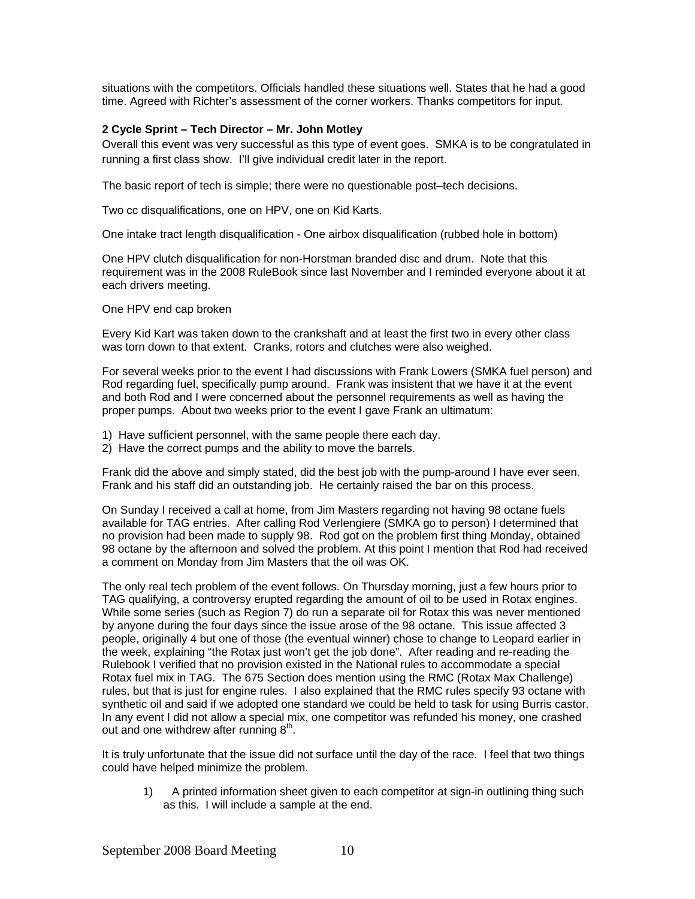situations with the competitors. Officials handled these situations well. States that he had a good time. Agreed with Richter's assessment of the corner workers. Thanks competitors for input.

**2 Cycle Sprint – Tech Director – Mr. John Motley**

Overall this event was very successful as this type of event goes. SMKA is to be congratulated in running a first class show. I'll give individual credit later in the report.

The basic report of tech is simple; there were no questionable post–tech decisions.

Two cc disqualifications, one on HPV, one on Kid Karts.

One intake tract length disqualification - One airbox disqualification (rubbed hole in bottom)

One HPV clutch disqualification for non-Horstman branded disc and drum. Note that this requirement was in the 2008 RuleBook since last November and I reminded everyone about it at each drivers meeting.

One HPV end cap broken

Every Kid Kart was taken down to the crankshaft and at least the first two in every other class was torn down to that extent. Cranks, rotors and clutches were also weighed.

For several weeks prior to the event I had discussions with Frank Lowers (SMKA fuel person) and Rod regarding fuel, specifically pump around. Frank was insistent that we have it at the event and both Rod and I were concerned about the personnel requirements as well as having the proper pumps. About two weeks prior to the event I gave Frank an ultimatum:

1) Have sufficient personnel, with the same people there each day.
2) Have the correct pumps and the ability to move the barrels.

Frank did the above and simply stated, did the best job with the pump-around I have ever seen. Frank and his staff did an outstanding job. He certainly raised the bar on this process.

On Sunday I received a call at home, from Jim Masters regarding not having 98 octane fuels available for TAG entries. After calling Rod Verlengiere (SMKA go to person) I determined that no provision had been made to supply 98. Rod got on the problem first thing Monday, obtained 98 octane by the afternoon and solved the problem. At this point I mention that Rod had received a comment on Monday from Jim Masters that the oil was OK.

The only real tech problem of the event follows. On Thursday morning, just a few hours prior to TAG qualifying, a controversy erupted regarding the amount of oil to be used in Rotax engines. While some series (such as Region 7) do run a separate oil for Rotax this was never mentioned by anyone during the four days since the issue arose of the 98 octane. This issue affected 3 people, originally 4 but one of those (the eventual winner) chose to change to Leopard earlier in the week, explaining "the Rotax just won't get the job done". After reading and re-reading the Rulebook I verified that no provision existed in the National rules to accommodate a special Rotax fuel mix in TAG. The 675 Section does mention using the RMC (Rotax Max Challenge) rules, but that is just for engine rules. I also explained that the RMC rules specify 93 octane with synthetic oil and said if we adopted one standard we could be held to task for using Burris castor. In any event I did not allow a special mix, one competitor was refunded his money, one crashed out and one withdrew after running 8th.

It is truly unfortunate that the issue did not surface until the day of the race. I feel that two things could have helped minimize the problem.

1) A printed information sheet given to each competitor at sign-in outlining thing such as this. I will include a sample at the end.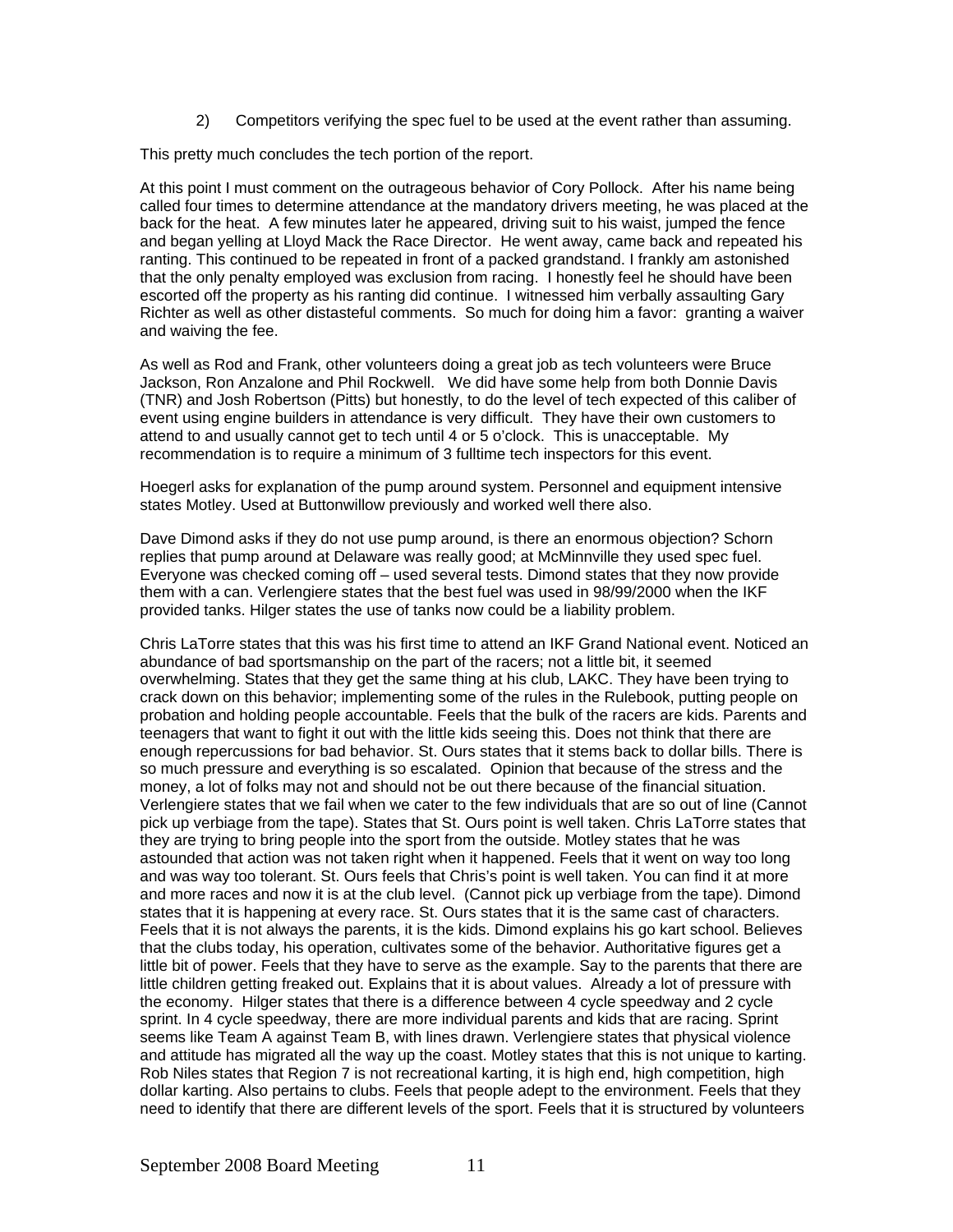2) Competitors verifying the spec fuel to be used at the event rather than assuming.

This pretty much concludes the tech portion of the report.

At this point I must comment on the outrageous behavior of Cory Pollock. After his name being called four times to determine attendance at the mandatory drivers meeting, he was placed at the back for the heat. A few minutes later he appeared, driving suit to his waist, jumped the fence and began yelling at Lloyd Mack the Race Director. He went away, came back and repeated his ranting. This continued to be repeated in front of a packed grandstand. I frankly am astonished that the only penalty employed was exclusion from racing. I honestly feel he should have been escorted off the property as his ranting did continue. I witnessed him verbally assaulting Gary Richter as well as other distasteful comments. So much for doing him a favor: granting a waiver and waiving the fee.

As well as Rod and Frank, other volunteers doing a great job as tech volunteers were Bruce Jackson, Ron Anzalone and Phil Rockwell. We did have some help from both Donnie Davis (TNR) and Josh Robertson (Pitts) but honestly, to do the level of tech expected of this caliber of event using engine builders in attendance is very difficult. They have their own customers to attend to and usually cannot get to tech until 4 or 5 o'clock. This is unacceptable. My recommendation is to require a minimum of 3 fulltime tech inspectors for this event.

Hoegerl asks for explanation of the pump around system. Personnel and equipment intensive states Motley. Used at Buttonwillow previously and worked well there also.

Dave Dimond asks if they do not use pump around, is there an enormous objection? Schorn replies that pump around at Delaware was really good; at McMinnville they used spec fuel. Everyone was checked coming off – used several tests. Dimond states that they now provide them with a can. Verlengiere states that the best fuel was used in 98/99/2000 when the IKF provided tanks. Hilger states the use of tanks now could be a liability problem.

Chris LaTorre states that this was his first time to attend an IKF Grand National event. Noticed an abundance of bad sportsmanship on the part of the racers; not a little bit, it seemed overwhelming. States that they get the same thing at his club, LAKC. They have been trying to crack down on this behavior; implementing some of the rules in the Rulebook, putting people on probation and holding people accountable. Feels that the bulk of the racers are kids. Parents and teenagers that want to fight it out with the little kids seeing this. Does not think that there are enough repercussions for bad behavior. St. Ours states that it stems back to dollar bills. There is so much pressure and everything is so escalated. Opinion that because of the stress and the money, a lot of folks may not and should not be out there because of the financial situation. Verlengiere states that we fail when we cater to the few individuals that are so out of line (Cannot pick up verbiage from the tape). States that St. Ours point is well taken. Chris LaTorre states that they are trying to bring people into the sport from the outside. Motley states that he was astounded that action was not taken right when it happened. Feels that it went on way too long and was way too tolerant. St. Ours feels that Chris's point is well taken. You can find it at more and more races and now it is at the club level. (Cannot pick up verbiage from the tape). Dimond states that it is happening at every race. St. Ours states that it is the same cast of characters. Feels that it is not always the parents, it is the kids. Dimond explains his go kart school. Believes that the clubs today, his operation, cultivates some of the behavior. Authoritative figures get a little bit of power. Feels that they have to serve as the example. Say to the parents that there are little children getting freaked out. Explains that it is about values. Already a lot of pressure with the economy. Hilger states that there is a difference between 4 cycle speedway and 2 cycle sprint. In 4 cycle speedway, there are more individual parents and kids that are racing. Sprint seems like Team A against Team B, with lines drawn. Verlengiere states that physical violence and attitude has migrated all the way up the coast. Motley states that this is not unique to karting. Rob Niles states that Region 7 is not recreational karting, it is high end, high competition, high dollar karting. Also pertains to clubs. Feels that people adept to the environment. Feels that they need to identify that there are different levels of the sport. Feels that it is structured by volunteers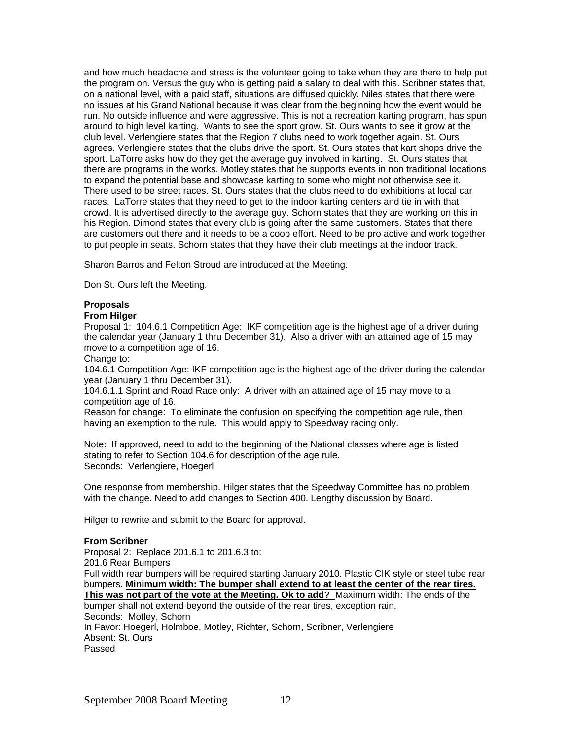and how much headache and stress is the volunteer going to take when they are there to help put the program on. Versus the guy who is getting paid a salary to deal with this. Scribner states that, on a national level, with a paid staff, situations are diffused quickly. Niles states that there were no issues at his Grand National because it was clear from the beginning how the event would be run. No outside influence and were aggressive. This is not a recreation karting program, has spun around to high level karting. Wants to see the sport grow. St. Ours wants to see it grow at the club level. Verlengiere states that the Region 7 clubs need to work together again. St. Ours agrees. Verlengiere states that the clubs drive the sport. St. Ours states that kart shops drive the sport. LaTorre asks how do they get the average guy involved in karting. St. Ours states that there are programs in the works. Motley states that he supports events in non traditional locations to expand the potential base and showcase karting to some who might not otherwise see it. There used to be street races. St. Ours states that the clubs need to do exhibitions at local car races. LaTorre states that they need to get to the indoor karting centers and tie in with that crowd. It is advertised directly to the average guy. Schorn states that they are working on this in his Region. Dimond states that every club is going after the same customers. States that there are customers out there and it needs to be a coop effort. Need to be pro active and work together to put people in seats. Schorn states that they have their club meetings at the indoor track.

Sharon Barros and Felton Stroud are introduced at the Meeting.

Don St. Ours left the Meeting.

**Proposals**

**From Hilger**

Proposal 1: 104.6.1 Competition Age: IKF competition age is the highest age of a driver during the calendar year (January 1 thru December 31). Also a driver with an attained age of 15 may move to a competition age of 16.

Change to:

104.6.1 Competition Age: IKF competition age is the highest age of the driver during the calendar year (January 1 thru December 31).

104.6.1.1 Sprint and Road Race only: A driver with an attained age of 15 may move to a competition age of 16.

Reason for change: To eliminate the confusion on specifying the competition age rule, then having an exemption to the rule. This would apply to Speedway racing only.

Note: If approved, need to add to the beginning of the National classes where age is listed stating to refer to Section 104.6 for description of the age rule.

Seconds: Verlengiere, Hoegerl

One response from membership. Hilger states that the Speedway Committee has no problem with the change. Need to add changes to Section 400. Lengthy discussion by Board.

Hilger to rewrite and submit to the Board for approval.

**From Scribner**

Proposal 2: Replace 201.6.1 to 201.6.3 to:

201.6 Rear Bumpers

Full width rear bumpers will be required starting January 2010. Plastic CIK style or steel tube rear bumpers. **Minimum width: The bumper shall extend to at least the center of the rear tires. This was not part of the vote at the Meeting. Ok to add?** Maximum width: The ends of the bumper shall not extend beyond the outside of the rear tires, exception rain.

Seconds: Motley, Schorn

In Favor: Hoegerl, Holmboe, Motley, Richter, Schorn, Scribner, Verlengiere

Absent: St. Ours

Passed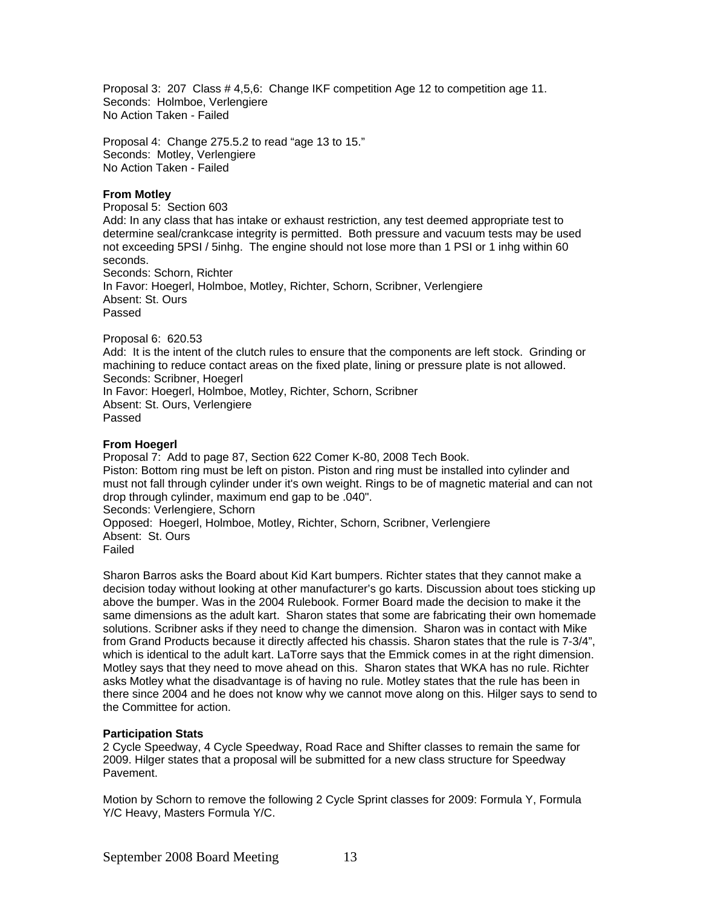Proposal 3: 207 Class # 4,5,6: Change IKF competition Age 12 to competition age 11.
Seconds: Holmboe, Verlengiere
No Action Taken - Failed

Proposal 4: Change 275.5.2 to read "age 13 to 15."
Seconds: Motley, Verlengiere
No Action Taken - Failed

**From Motley**

Proposal 5: Section 603
Add: In any class that has intake or exhaust restriction, any test deemed appropriate test to determine seal/crankcase integrity is permitted. Both pressure and vacuum tests may be used not exceeding 5PSI / 5inhg. The engine should not lose more than 1 PSI or 1 inhg within 60 seconds.
Seconds: Schorn, Richter
In Favor: Hoegerl, Holmboe, Motley, Richter, Schorn, Scribner, Verlengiere
Absent: St. Ours
Passed

Proposal 6: 620.53
Add: It is the intent of the clutch rules to ensure that the components are left stock. Grinding or machining to reduce contact areas on the fixed plate, lining or pressure plate is not allowed.
Seconds: Scribner, Hoegerl
In Favor: Hoegerl, Holmboe, Motley, Richter, Schorn, Scribner
Absent: St. Ours, Verlengiere
Passed

**From Hoegerl**

Proposal 7: Add to page 87, Section 622 Comer K-80, 2008 Tech Book.
Piston: Bottom ring must be left on piston. Piston and ring must be installed into cylinder and must not fall through cylinder under it's own weight. Rings to be of magnetic material and can not drop through cylinder, maximum end gap to be .040".
Seconds: Verlengiere, Schorn
Opposed: Hoegerl, Holmboe, Motley, Richter, Schorn, Scribner, Verlengiere
Absent: St. Ours
Failed

Sharon Barros asks the Board about Kid Kart bumpers. Richter states that they cannot make a decision today without looking at other manufacturer's go karts. Discussion about toes sticking up above the bumper. Was in the 2004 Rulebook. Former Board made the decision to make it the same dimensions as the adult kart. Sharon states that some are fabricating their own homemade solutions. Scribner asks if they need to change the dimension. Sharon was in contact with Mike from Grand Products because it directly affected his chassis. Sharon states that the rule is 7-3/4", which is identical to the adult kart. LaTorre says that the Emmick comes in at the right dimension. Motley says that they need to move ahead on this. Sharon states that WKA has no rule. Richter asks Motley what the disadvantage is of having no rule. Motley states that the rule has been in there since 2004 and he does not know why we cannot move along on this. Hilger says to send to the Committee for action.

**Participation Stats**

2 Cycle Speedway, 4 Cycle Speedway, Road Race and Shifter classes to remain the same for 2009. Hilger states that a proposal will be submitted for a new class structure for Speedway Pavement.

Motion by Schorn to remove the following 2 Cycle Sprint classes for 2009: Formula Y, Formula Y/C Heavy, Masters Formula Y/C.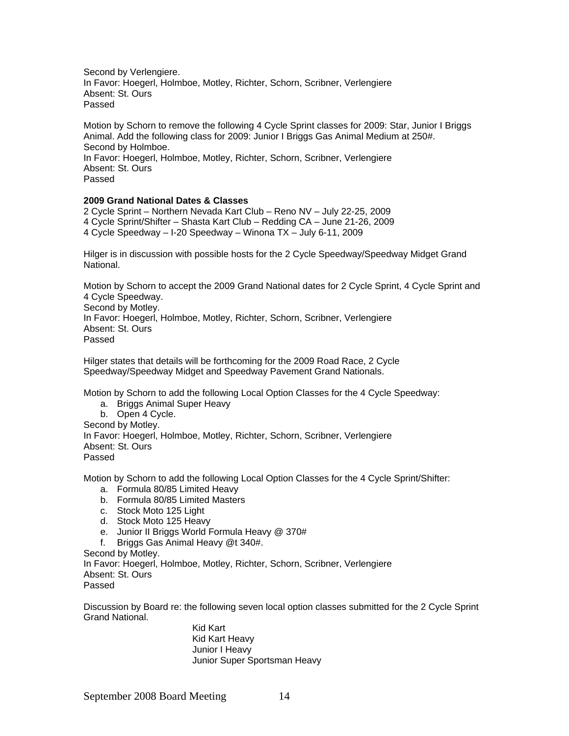Second by Verlengiere.
In Favor: Hoegerl, Holmboe, Motley, Richter, Schorn, Scribner, Verlengiere
Absent: St. Ours
Passed

Motion by Schorn to remove the following 4 Cycle Sprint classes for 2009: Star, Junior I Briggs Animal. Add the following class for 2009: Junior I Briggs Gas Animal Medium at 250#.
Second by Holmboe.
In Favor: Hoegerl, Holmboe, Motley, Richter, Schorn, Scribner, Verlengiere
Absent: St. Ours
Passed

**2009 Grand National Dates & Classes**
2 Cycle Sprint – Northern Nevada Kart Club – Reno NV – July 22-25, 2009
4 Cycle Sprint/Shifter – Shasta Kart Club – Redding CA – June 21-26, 2009
4 Cycle Speedway – I-20 Speedway – Winona TX – July 6-11, 2009

Hilger is in discussion with possible hosts for the 2 Cycle Speedway/Speedway Midget Grand National.

Motion by Schorn to accept the 2009 Grand National dates for 2 Cycle Sprint, 4 Cycle Sprint and 4 Cycle Speedway.
Second by Motley.
In Favor: Hoegerl, Holmboe, Motley, Richter, Schorn, Scribner, Verlengiere
Absent: St. Ours
Passed

Hilger states that details will be forthcoming for the 2009 Road Race, 2 Cycle Speedway/Speedway Midget and Speedway Pavement Grand Nationals.

Motion by Schorn to add the following Local Option Classes for the 4 Cycle Speedway:

a. Briggs Animal Super Heavy
b. Open 4 Cycle.

Second by Motley.
In Favor: Hoegerl, Holmboe, Motley, Richter, Schorn, Scribner, Verlengiere
Absent: St. Ours
Passed

Motion by Schorn to add the following Local Option Classes for the 4 Cycle Sprint/Shifter:

a. Formula 80/85 Limited Heavy
b. Formula 80/85 Limited Masters
c. Stock Moto 125 Light
d. Stock Moto 125 Heavy
e. Junior II Briggs World Formula Heavy @ 370#
f. Briggs Gas Animal Heavy @t 340#.

Second by Motley.
In Favor: Hoegerl, Holmboe, Motley, Richter, Schorn, Scribner, Verlengiere
Absent: St. Ours
Passed

Discussion by Board re: the following seven local option classes submitted for the 2 Cycle Sprint Grand National.

Kid Kart
Kid Kart Heavy
Junior I Heavy
Junior Super Sportsman Heavy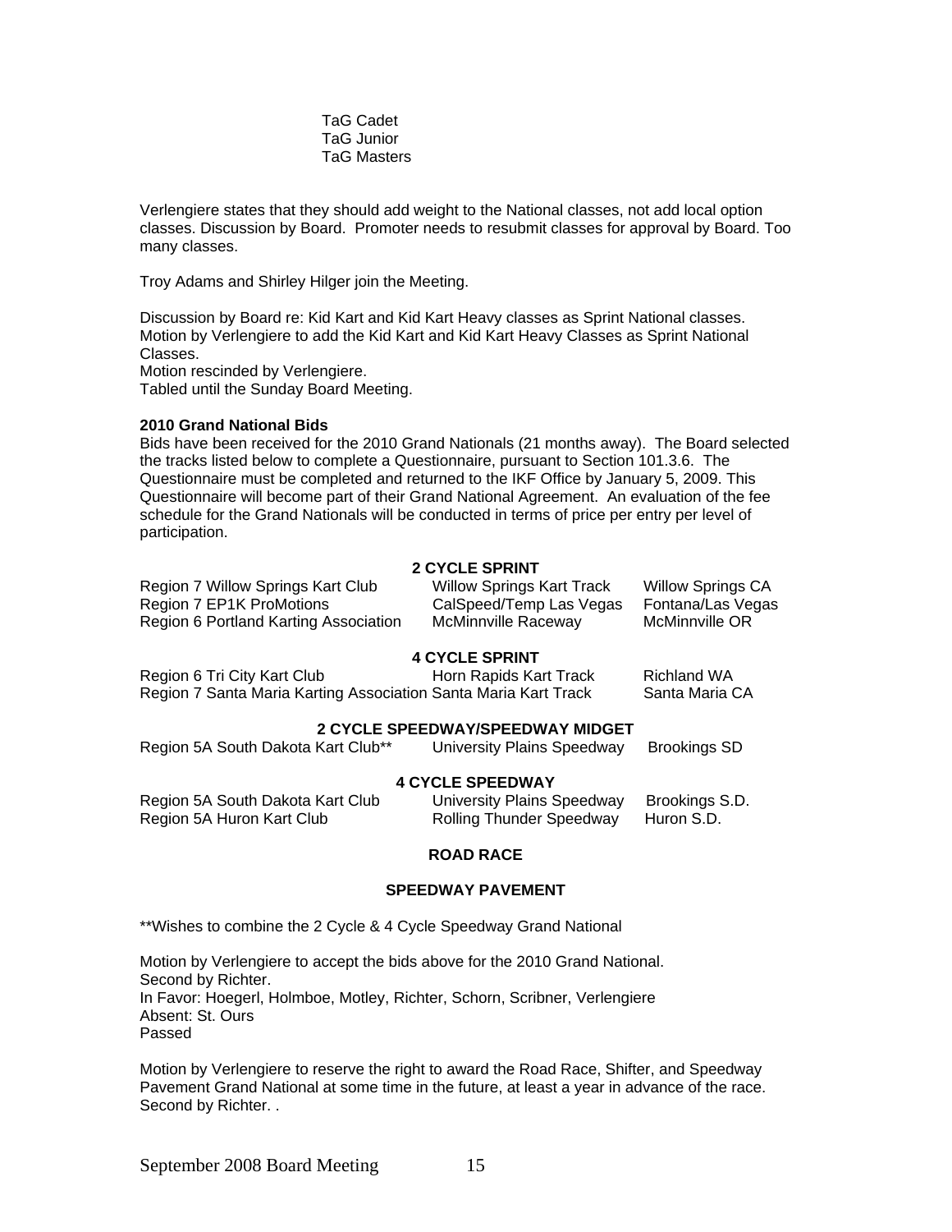TaG Cadet
TaG Junior
TaG Masters

Verlengiere states that they should add weight to the National classes, not add local option classes. Discussion by Board. Promoter needs to resubmit classes for approval by Board. Too many classes.

Troy Adams and Shirley Hilger join the Meeting.

Discussion by Board re: Kid Kart and Kid Kart Heavy classes as Sprint National classes.
Motion by Verlengiere to add the Kid Kart and Kid Kart Heavy Classes as Sprint National Classes.
Motion rescinded by Verlengiere.
Tabled until the Sunday Board Meeting.

**2010 Grand National Bids**

Bids have been received for the 2010 Grand Nationals (21 months away). The Board selected the tracks listed below to complete a Questionnaire, pursuant to Section 101.3.6. The Questionnaire must be completed and returned to the IKF Office by January 5, 2009. This Questionnaire will become part of their Grand National Agreement. An evaluation of the fee schedule for the Grand Nationals will be conducted in terms of price per entry per level of participation.

**2 CYCLE SPRINT**

| | | |
|---|---|---|
| Region 7 Willow Springs Kart Club | Willow Springs Kart Track | Willow Springs CA |
| Region 7 EP1K ProMotions | CalSpeed/Temp Las Vegas | Fontana/Las Vegas |
| Region 6 Portland Karting Association | McMinnville Raceway | McMinnville OR |

**4 CYCLE SPRINT**

| | | |
|---|---|---|
| Region 6 Tri City Kart Club | Horn Rapids Kart Track | Richland WA |
| Region 7 Santa Maria Karting Association | Santa Maria Kart Track | Santa Maria CA |

**2 CYCLE SPEEDWAY/SPEEDWAY MIDGET**

| | | |
|---|---|---|
| Region 5A South Dakota Kart Club** | University Plains Speedway | Brookings SD |

**4 CYCLE SPEEDWAY**

| | | |
|---|---|---|
| Region 5A South Dakota Kart Club | University Plains Speedway | Brookings S.D. |
| Region 5A Huron Kart Club | Rolling Thunder Speedway | Huron S.D. |

**ROAD RACE**

**SPEEDWAY PAVEMENT**

**Wishes to combine the 2 Cycle & 4 Cycle Speedway Grand National

Motion by Verlengiere to accept the bids above for the 2010 Grand National.
Second by Richter.
In Favor: Hoegerl, Holmboe, Motley, Richter, Schorn, Scribner, Verlengiere
Absent: St. Ours
Passed

Motion by Verlengiere to reserve the right to award the Road Race, Shifter, and Speedway Pavement Grand National at some time in the future, at least a year in advance of the race.
Second by Richter. .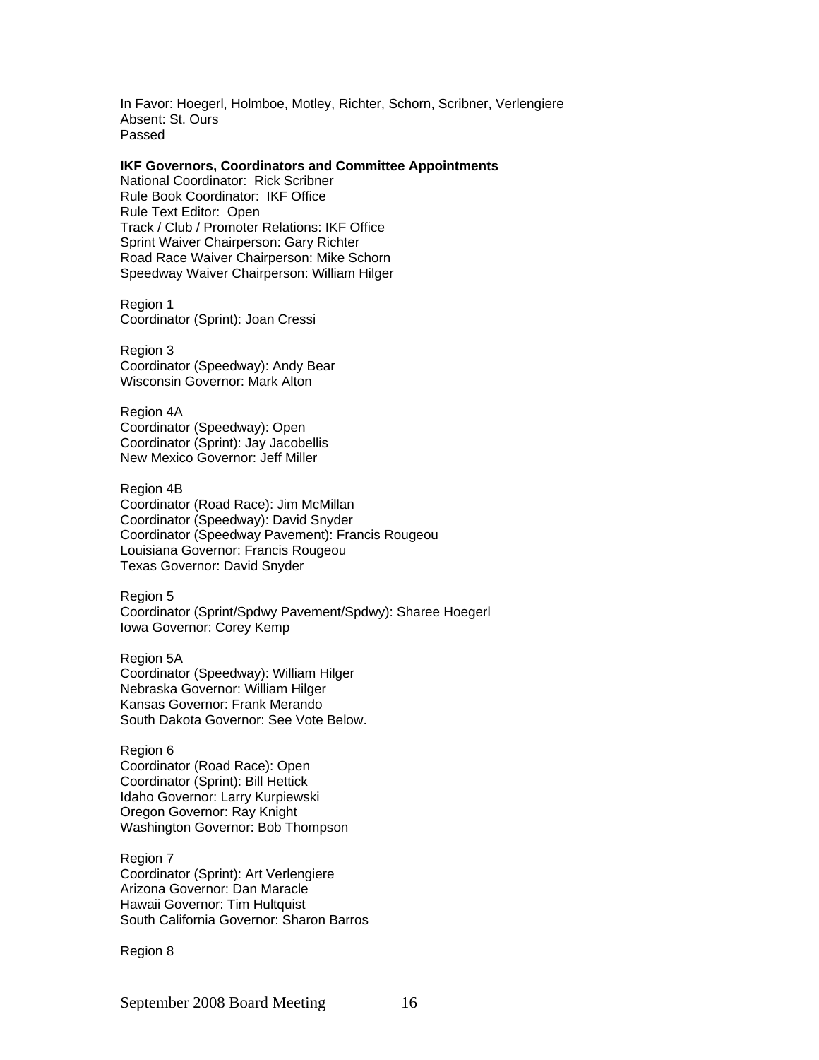In Favor: Hoegerl, Holmboe, Motley, Richter, Schorn, Scribner, Verlengiere
Absent: St. Ours
Passed

**IKF Governors, Coordinators and Committee Appointments**
National Coordinator: Rick Scribner
Rule Book Coordinator: IKF Office
Rule Text Editor: Open
Track / Club / Promoter Relations: IKF Office
Sprint Waiver Chairperson: Gary Richter
Road Race Waiver Chairperson: Mike Schorn
Speedway Waiver Chairperson: William Hilger

Region 1
Coordinator (Sprint): Joan Cressi

Region 3
Coordinator (Speedway): Andy Bear
Wisconsin Governor: Mark Alton

Region 4A
Coordinator (Speedway): Open
Coordinator (Sprint): Jay Jacobellis
New Mexico Governor: Jeff Miller

Region 4B
Coordinator (Road Race): Jim McMillan
Coordinator (Speedway): David Snyder
Coordinator (Speedway Pavement): Francis Rougeou
Louisiana Governor: Francis Rougeou
Texas Governor: David Snyder

Region 5
Coordinator (Sprint/Spdwy Pavement/Spdwy): Sharee Hoegerl
Iowa Governor: Corey Kemp

Region 5A
Coordinator (Speedway): William Hilger
Nebraska Governor: William Hilger
Kansas Governor: Frank Merando
South Dakota Governor: See Vote Below.

Region 6
Coordinator (Road Race): Open
Coordinator (Sprint): Bill Hettick
Idaho Governor: Larry Kurpiewski
Oregon Governor: Ray Knight
Washington Governor: Bob Thompson

Region 7
Coordinator (Sprint): Art Verlengiere
Arizona Governor: Dan Maracle
Hawaii Governor: Tim Hultquist
South California Governor: Sharon Barros

Region 8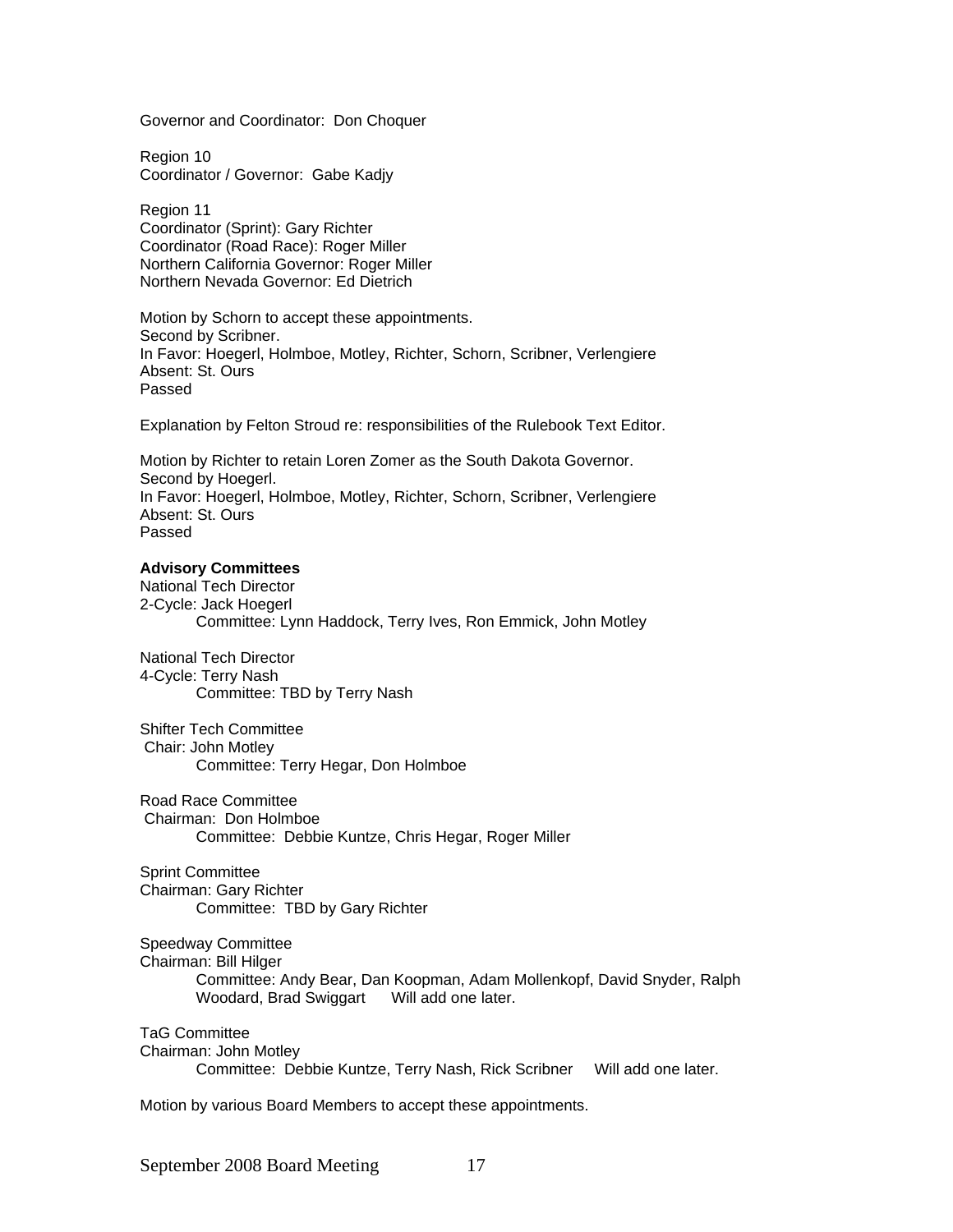Governor and Coordinator: Don Choquer

Region 10
Coordinator / Governor: Gabe Kadjy

Region 11
Coordinator (Sprint): Gary Richter
Coordinator (Road Race): Roger Miller
Northern California Governor: Roger Miller
Northern Nevada Governor: Ed Dietrich

Motion by Schorn to accept these appointments.
Second by Scribner.
In Favor: Hoegerl, Holmboe, Motley, Richter, Schorn, Scribner, Verlengiere
Absent: St. Ours
Passed

Explanation by Felton Stroud re: responsibilities of the Rulebook Text Editor.

Motion by Richter to retain Loren Zomer as the South Dakota Governor.
Second by Hoegerl.
In Favor: Hoegerl, Holmboe, Motley, Richter, Schorn, Scribner, Verlengiere
Absent: St. Ours
Passed

**Advisory Committees**

National Tech Director
2-Cycle: Jack Hoegerl
Committee: Lynn Haddock, Terry Ives, Ron Emmick, John Motley

National Tech Director
4-Cycle: Terry Nash
Committee: TBD by Terry Nash

Shifter Tech Committee
Chair: John Motley
Committee: Terry Hegar, Don Holmboe

Road Race Committee
Chairman: Don Holmboe
Committee: Debbie Kuntze, Chris Hegar, Roger Miller

Sprint Committee
Chairman: Gary Richter
Committee: TBD by Gary Richter

Speedway Committee
Chairman: Bill Hilger
Committee: Andy Bear, Dan Koopman, Adam Mollenkopf, David Snyder, Ralph Woodard, Brad Swiggart Will add one later.

TaG Committee
Chairman: John Motley
Committee: Debbie Kuntze, Terry Nash, Rick Scribner Will add one later.

Motion by various Board Members to accept these appointments.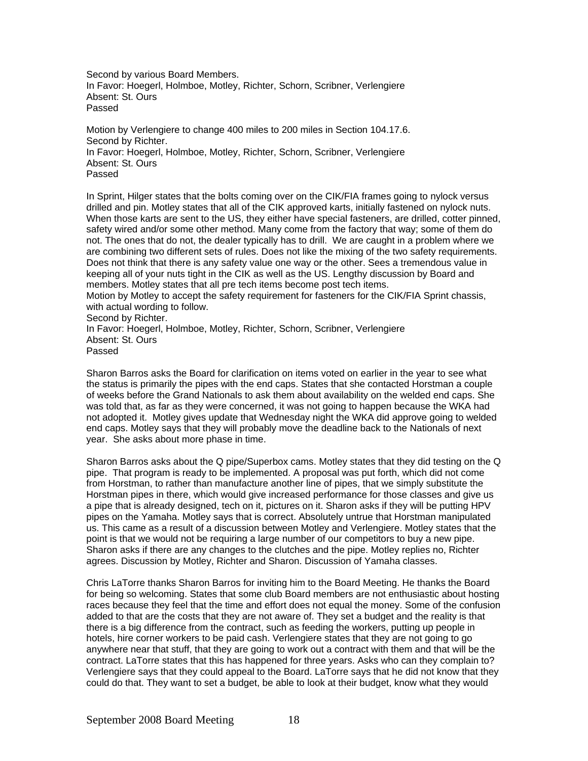Second by various Board Members.
In Favor: Hoegerl, Holmboe, Motley, Richter, Schorn, Scribner, Verlengiere
Absent: St. Ours
Passed

Motion by Verlengiere to change 400 miles to 200 miles in Section 104.17.6.
Second by Richter.
In Favor: Hoegerl, Holmboe, Motley, Richter, Schorn, Scribner, Verlengiere
Absent: St. Ours
Passed

In Sprint, Hilger states that the bolts coming over on the CIK/FIA frames going to nylock versus drilled and pin. Motley states that all of the CIK approved karts, initially fastened on nylock nuts. When those karts are sent to the US, they either have special fasteners, are drilled, cotter pinned, safety wired and/or some other method. Many come from the factory that way; some of them do not. The ones that do not, the dealer typically has to drill. We are caught in a problem where we are combining two different sets of rules. Does not like the mixing of the two safety requirements. Does not think that there is any safety value one way or the other. Sees a tremendous value in keeping all of your nuts tight in the CIK as well as the US. Lengthy discussion by Board and members. Motley states that all pre tech items become post tech items.
Motion by Motley to accept the safety requirement for fasteners for the CIK/FIA Sprint chassis, with actual wording to follow.
Second by Richter.
In Favor: Hoegerl, Holmboe, Motley, Richter, Schorn, Scribner, Verlengiere
Absent: St. Ours
Passed

Sharon Barros asks the Board for clarification on items voted on earlier in the year to see what the status is primarily the pipes with the end caps. States that she contacted Horstman a couple of weeks before the Grand Nationals to ask them about availability on the welded end caps. She was told that, as far as they were concerned, it was not going to happen because the WKA had not adopted it. Motley gives update that Wednesday night the WKA did approve going to welded end caps. Motley says that they will probably move the deadline back to the Nationals of next year. She asks about more phase in time.

Sharon Barros asks about the Q pipe/Superbox cams. Motley states that they did testing on the Q pipe. That program is ready to be implemented. A proposal was put forth, which did not come from Horstman, to rather than manufacture another line of pipes, that we simply substitute the Horstman pipes in there, which would give increased performance for those classes and give us a pipe that is already designed, tech on it, pictures on it. Sharon asks if they will be putting HPV pipes on the Yamaha. Motley says that is correct. Absolutely untrue that Horstman manipulated us. This came as a result of a discussion between Motley and Verlengiere. Motley states that the point is that we would not be requiring a large number of our competitors to buy a new pipe. Sharon asks if there are any changes to the clutches and the pipe. Motley replies no, Richter agrees. Discussion by Motley, Richter and Sharon. Discussion of Yamaha classes.

Chris LaTorre thanks Sharon Barros for inviting him to the Board Meeting. He thanks the Board for being so welcoming. States that some club Board members are not enthusiastic about hosting races because they feel that the time and effort does not equal the money. Some of the confusion added to that are the costs that they are not aware of. They set a budget and the reality is that there is a big difference from the contract, such as feeding the workers, putting up people in hotels, hire corner workers to be paid cash. Verlengiere states that they are not going to go anywhere near that stuff, that they are going to work out a contract with them and that will be the contract. LaTorre states that this has happened for three years. Asks who can they complain to? Verlengiere says that they could appeal to the Board. LaTorre says that he did not know that they could do that. They want to set a budget, be able to look at their budget, know what they would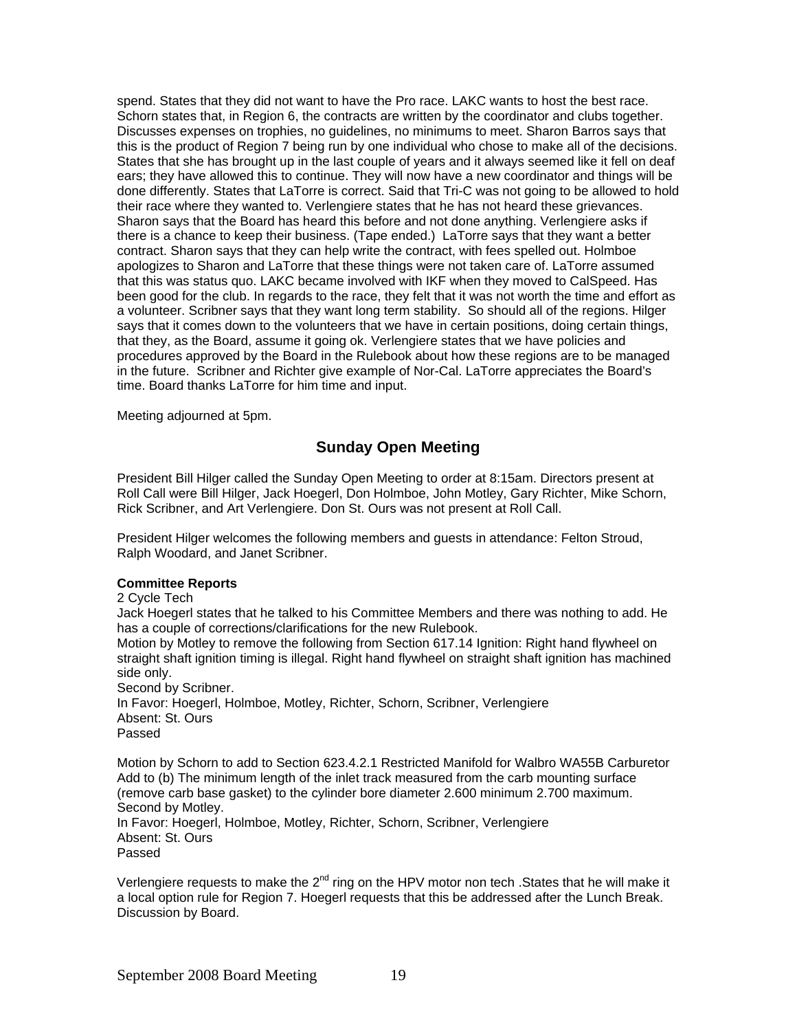spend. States that they did not want to have the Pro race. LAKC wants to host the best race. Schorn states that, in Region 6, the contracts are written by the coordinator and clubs together. Discusses expenses on trophies, no guidelines, no minimums to meet. Sharon Barros says that this is the product of Region 7 being run by one individual who chose to make all of the decisions. States that she has brought up in the last couple of years and it always seemed like it fell on deaf ears; they have allowed this to continue. They will now have a new coordinator and things will be done differently. States that LaTorre is correct. Said that Tri-C was not going to be allowed to hold their race where they wanted to. Verlengiere states that he has not heard these grievances. Sharon says that the Board has heard this before and not done anything. Verlengiere asks if there is a chance to keep their business. (Tape ended.) LaTorre says that they want a better contract. Sharon says that they can help write the contract, with fees spelled out. Holmboe apologizes to Sharon and LaTorre that these things were not taken care of. LaTorre assumed that this was status quo. LAKC became involved with IKF when they moved to CalSpeed. Has been good for the club. In regards to the race, they felt that it was not worth the time and effort as a volunteer. Scribner says that they want long term stability. So should all of the regions. Hilger says that it comes down to the volunteers that we have in certain positions, doing certain things, that they, as the Board, assume it going ok. Verlengiere states that we have policies and procedures approved by the Board in the Rulebook about how these regions are to be managed in the future. Scribner and Richter give example of Nor-Cal. LaTorre appreciates the Board's time. Board thanks LaTorre for him time and input.

Meeting adjourned at 5pm.

## Sunday Open Meeting

President Bill Hilger called the Sunday Open Meeting to order at 8:15am. Directors present at Roll Call were Bill Hilger, Jack Hoegerl, Don Holmboe, John Motley, Gary Richter, Mike Schorn, Rick Scribner, and Art Verlengiere. Don St. Ours was not present at Roll Call.

President Hilger welcomes the following members and guests in attendance: Felton Stroud, Ralph Woodard, and Janet Scribner.

**Committee Reports**

2 Cycle Tech

Jack Hoegerl states that he talked to his Committee Members and there was nothing to add. He has a couple of corrections/clarifications for the new Rulebook.

Motion by Motley to remove the following from Section 617.14 Ignition: Right hand flywheel on straight shaft ignition timing is illegal. Right hand flywheel on straight shaft ignition has machined side only.

Second by Scribner.

In Favor: Hoegerl, Holmboe, Motley, Richter, Schorn, Scribner, Verlengiere

Absent: St. Ours

Passed

Motion by Schorn to add to Section 623.4.2.1 Restricted Manifold for Walbro WA55B Carburetor Add to (b) The minimum length of the inlet track measured from the carb mounting surface (remove carb base gasket) to the cylinder bore diameter 2.600 minimum 2.700 maximum.

Second by Motley.

In Favor: Hoegerl, Holmboe, Motley, Richter, Schorn, Scribner, Verlengiere

Absent: St. Ours

Passed

Verlengiere requests to make the 2nd ring on the HPV motor non tech .States that he will make it a local option rule for Region 7. Hoegerl requests that this be addressed after the Lunch Break. Discussion by Board.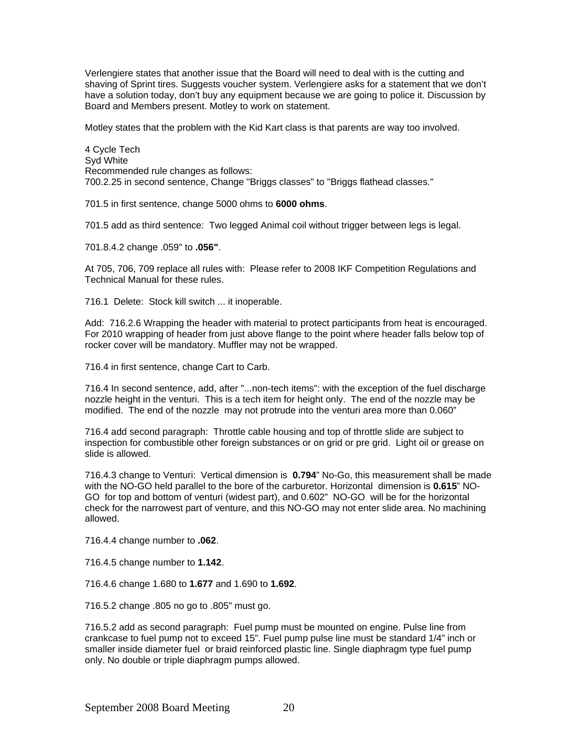Verlengiere states that another issue that the Board will need to deal with is the cutting and shaving of Sprint tires. Suggests voucher system. Verlengiere asks for a statement that we don't have a solution today, don't buy any equipment because we are going to police it. Discussion by Board and Members present. Motley to work on statement.

Motley states that the problem with the Kid Kart class is that parents are way too involved.

4 Cycle Tech
Syd White
Recommended rule changes as follows:
700.2.25 in second sentence, Change "Briggs classes" to "Briggs flathead classes."

701.5 in first sentence, change 5000 ohms to **6000 ohms**.

701.5 add as third sentence: Two legged Animal coil without trigger between legs is legal.

701.8.4.2 change .059" to **.056"**.

At 705, 706, 709 replace all rules with: Please refer to 2008 IKF Competition Regulations and Technical Manual for these rules.

716.1 Delete: Stock kill switch ... it inoperable.

Add: 716.2.6 Wrapping the header with material to protect participants from heat is encouraged. For 2010 wrapping of header from just above flange to the point where header falls below top of rocker cover will be mandatory. Muffler may not be wrapped.

716.4 in first sentence, change Cart to Carb.

716.4 In second sentence, add, after "...non-tech items": with the exception of the fuel discharge nozzle height in the venturi. This is a tech item for height only. The end of the nozzle may be modified. The end of the nozzle may not protrude into the venturi area more than 0.060"

716.4 add second paragraph: Throttle cable housing and top of throttle slide are subject to inspection for combustible other foreign substances or on grid or pre grid. Light oil or grease on slide is allowed.

716.4.3 change to Venturi: Vertical dimension is **0.794**" No-Go, this measurement shall be made with the NO-GO held parallel to the bore of the carburetor. Horizontal dimension is **0.615**" NO-GO for top and bottom of venturi (widest part), and 0.602" NO-GO will be for the horizontal check for the narrowest part of venture, and this NO-GO may not enter slide area. No machining allowed.

716.4.4 change number to **.062**.

716.4.5 change number to **1.142**.

716.4.6 change 1.680 to **1.677** and 1.690 to **1.692**.

716.5.2 change .805 no go to .805" must go.

716.5.2 add as second paragraph: Fuel pump must be mounted on engine. Pulse line from crankcase to fuel pump not to exceed 15". Fuel pump pulse line must be standard 1/4" inch or smaller inside diameter fuel or braid reinforced plastic line. Single diaphragm type fuel pump only. No double or triple diaphragm pumps allowed.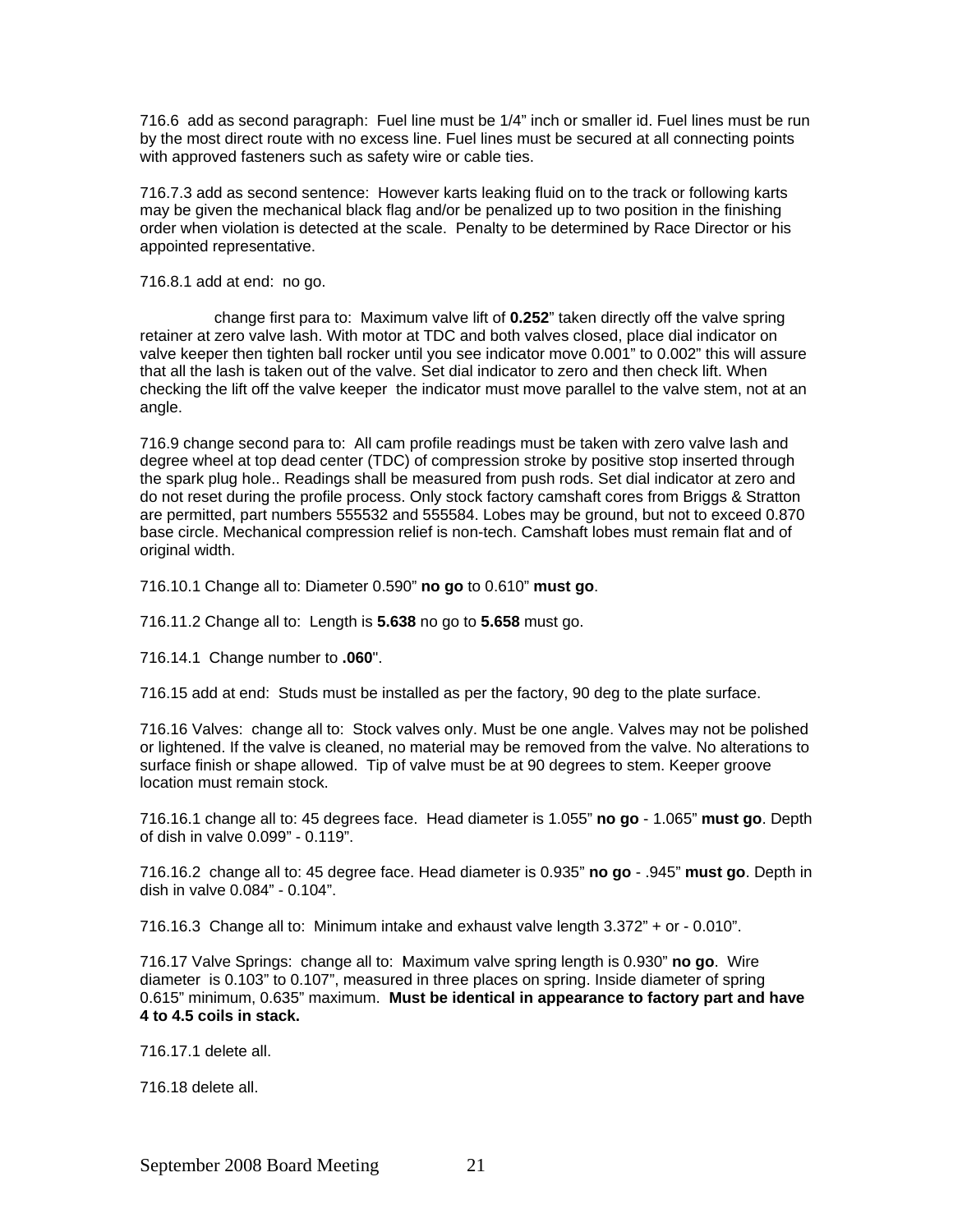716.6 add as second paragraph: Fuel line must be 1/4" inch or smaller id. Fuel lines must be run by the most direct route with no excess line. Fuel lines must be secured at all connecting points with approved fasteners such as safety wire or cable ties.

716.7.3 add as second sentence: However karts leaking fluid on to the track or following karts may be given the mechanical black flag and/or be penalized up to two position in the finishing order when violation is detected at the scale. Penalty to be determined by Race Director or his appointed representative.

716.8.1 add at end: no go.

change first para to: Maximum valve lift of **0.252**" taken directly off the valve spring retainer at zero valve lash. With motor at TDC and both valves closed, place dial indicator on valve keeper then tighten ball rocker until you see indicator move 0.001" to 0.002" this will assure that all the lash is taken out of the valve. Set dial indicator to zero and then check lift. When checking the lift off the valve keeper the indicator must move parallel to the valve stem, not at an angle.

716.9 change second para to: All cam profile readings must be taken with zero valve lash and degree wheel at top dead center (TDC) of compression stroke by positive stop inserted through the spark plug hole.. Readings shall be measured from push rods. Set dial indicator at zero and do not reset during the profile process. Only stock factory camshaft cores from Briggs & Stratton are permitted, part numbers 555532 and 555584. Lobes may be ground, but not to exceed 0.870 base circle. Mechanical compression relief is non-tech. Camshaft lobes must remain flat and of original width.

716.10.1 Change all to: Diameter 0.590" **no go** to 0.610" **must go**.

716.11.2 Change all to: Length is **5.638** no go to **5.658** must go.

716.14.1 Change number to **.060**".

716.15 add at end: Studs must be installed as per the factory, 90 deg to the plate surface.

716.16 Valves: change all to: Stock valves only. Must be one angle. Valves may not be polished or lightened. If the valve is cleaned, no material may be removed from the valve. No alterations to surface finish or shape allowed. Tip of valve must be at 90 degrees to stem. Keeper groove location must remain stock.

716.16.1 change all to: 45 degrees face. Head diameter is 1.055" **no go** - 1.065" **must go**. Depth of dish in valve 0.099" - 0.119".

716.16.2 change all to: 45 degree face. Head diameter is 0.935" **no go** - .945" **must go**. Depth in dish in valve 0.084" - 0.104".

716.16.3 Change all to: Minimum intake and exhaust valve length 3.372" + or - 0.010".

716.17 Valve Springs: change all to: Maximum valve spring length is 0.930" **no go**. Wire diameter is 0.103" to 0.107", measured in three places on spring. Inside diameter of spring 0.615" minimum, 0.635" maximum. **Must be identical in appearance to factory part and have 4 to 4.5 coils in stack.**

716.17.1 delete all.

716.18 delete all.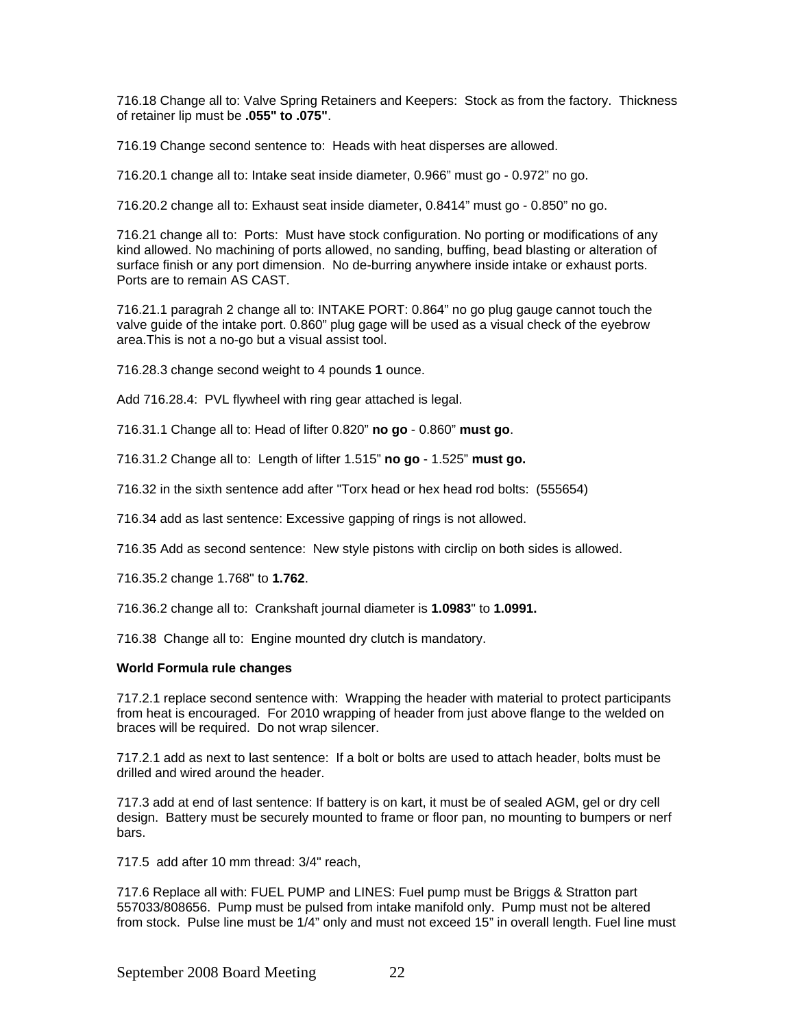716.18 Change all to: Valve Spring Retainers and Keepers: Stock as from the factory. Thickness of retainer lip must be **.055" to .075"**.

716.19 Change second sentence to: Heads with heat disperses are allowed.

716.20.1 change all to: Intake seat inside diameter, 0.966" must go - 0.972" no go.

716.20.2 change all to: Exhaust seat inside diameter, 0.8414" must go - 0.850" no go.

716.21 change all to: Ports: Must have stock configuration. No porting or modifications of any kind allowed. No machining of ports allowed, no sanding, buffing, bead blasting or alteration of surface finish or any port dimension. No de-burring anywhere inside intake or exhaust ports. Ports are to remain AS CAST.

716.21.1 paragrah 2 change all to: INTAKE PORT: 0.864" no go plug gauge cannot touch the valve guide of the intake port. 0.860" plug gage will be used as a visual check of the eyebrow area.This is not a no-go but a visual assist tool.

716.28.3 change second weight to 4 pounds **1** ounce.

Add 716.28.4: PVL flywheel with ring gear attached is legal.

716.31.1 Change all to: Head of lifter 0.820" **no go** - 0.860" **must go**.

716.31.2 Change all to: Length of lifter 1.515" **no go** - 1.525" **must go.**

716.32 in the sixth sentence add after "Torx head or hex head rod bolts: (555654)

716.34 add as last sentence: Excessive gapping of rings is not allowed.

716.35 Add as second sentence: New style pistons with circlip on both sides is allowed.

716.35.2 change 1.768" to **1.762**.

716.36.2 change all to: Crankshaft journal diameter is **1.0983**" to **1.0991.**

716.38 Change all to: Engine mounted dry clutch is mandatory.

**World Formula rule changes**

717.2.1 replace second sentence with: Wrapping the header with material to protect participants from heat is encouraged. For 2010 wrapping of header from just above flange to the welded on braces will be required. Do not wrap silencer.

717.2.1 add as next to last sentence: If a bolt or bolts are used to attach header, bolts must be drilled and wired around the header.

717.3 add at end of last sentence: If battery is on kart, it must be of sealed AGM, gel or dry cell design. Battery must be securely mounted to frame or floor pan, no mounting to bumpers or nerf bars.

717.5 add after 10 mm thread: 3/4" reach,

717.6 Replace all with: FUEL PUMP and LINES: Fuel pump must be Briggs & Stratton part 557033/808656. Pump must be pulsed from intake manifold only. Pump must not be altered from stock. Pulse line must be 1/4" only and must not exceed 15" in overall length. Fuel line must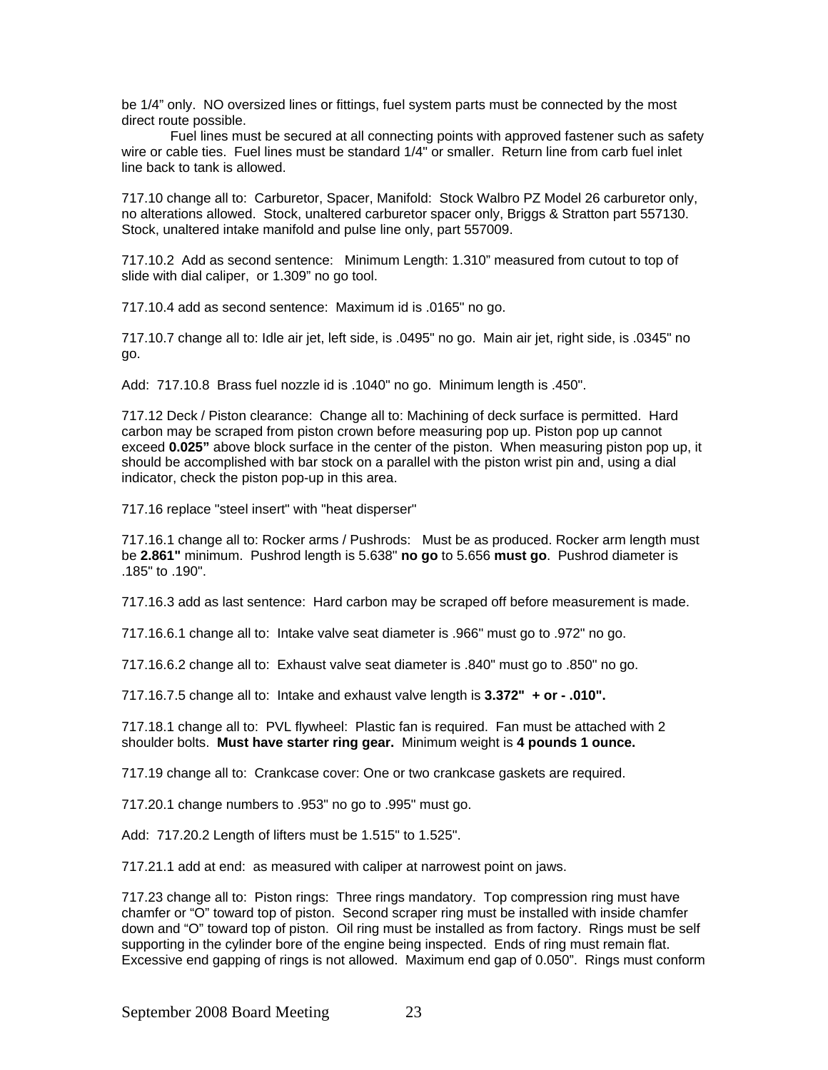be 1/4" only. NO oversized lines or fittings, fuel system parts must be connected by the most direct route possible.

Fuel lines must be secured at all connecting points with approved fastener such as safety wire or cable ties. Fuel lines must be standard 1/4" or smaller. Return line from carb fuel inlet line back to tank is allowed.

717.10 change all to: Carburetor, Spacer, Manifold: Stock Walbro PZ Model 26 carburetor only, no alterations allowed. Stock, unaltered carburetor spacer only, Briggs & Stratton part 557130. Stock, unaltered intake manifold and pulse line only, part 557009.

717.10.2 Add as second sentence: Minimum Length: 1.310" measured from cutout to top of slide with dial caliper, or 1.309" no go tool.

717.10.4 add as second sentence: Maximum id is .0165" no go.

717.10.7 change all to: Idle air jet, left side, is .0495" no go. Main air jet, right side, is .0345" no go.

Add: 717.10.8 Brass fuel nozzle id is .1040" no go. Minimum length is .450".

717.12 Deck / Piston clearance: Change all to: Machining of deck surface is permitted. Hard carbon may be scraped from piston crown before measuring pop up. Piston pop up cannot exceed **0.025"** above block surface in the center of the piston. When measuring piston pop up, it should be accomplished with bar stock on a parallel with the piston wrist pin and, using a dial indicator, check the piston pop-up in this area.

717.16 replace "steel insert" with "heat disperser"

717.16.1 change all to: Rocker arms / Pushrods: Must be as produced. Rocker arm length must be **2.861"** minimum. Pushrod length is 5.638" **no go** to 5.656 **must go**. Pushrod diameter is .185" to .190".

717.16.3 add as last sentence: Hard carbon may be scraped off before measurement is made.

717.16.6.1 change all to: Intake valve seat diameter is .966" must go to .972" no go.

717.16.6.2 change all to: Exhaust valve seat diameter is .840" must go to .850" no go.

717.16.7.5 change all to: Intake and exhaust valve length is **3.372" + or - .010".**

717.18.1 change all to: PVL flywheel: Plastic fan is required. Fan must be attached with 2 shoulder bolts. **Must have starter ring gear.** Minimum weight is **4 pounds 1 ounce.**

717.19 change all to: Crankcase cover: One or two crankcase gaskets are required.

717.20.1 change numbers to .953" no go to .995" must go.

Add: 717.20.2 Length of lifters must be 1.515" to 1.525".

717.21.1 add at end: as measured with caliper at narrowest point on jaws.

717.23 change all to: Piston rings: Three rings mandatory. Top compression ring must have chamfer or "O" toward top of piston. Second scraper ring must be installed with inside chamfer down and "O" toward top of piston. Oil ring must be installed as from factory. Rings must be self supporting in the cylinder bore of the engine being inspected. Ends of ring must remain flat. Excessive end gapping of rings is not allowed. Maximum end gap of 0.050". Rings must conform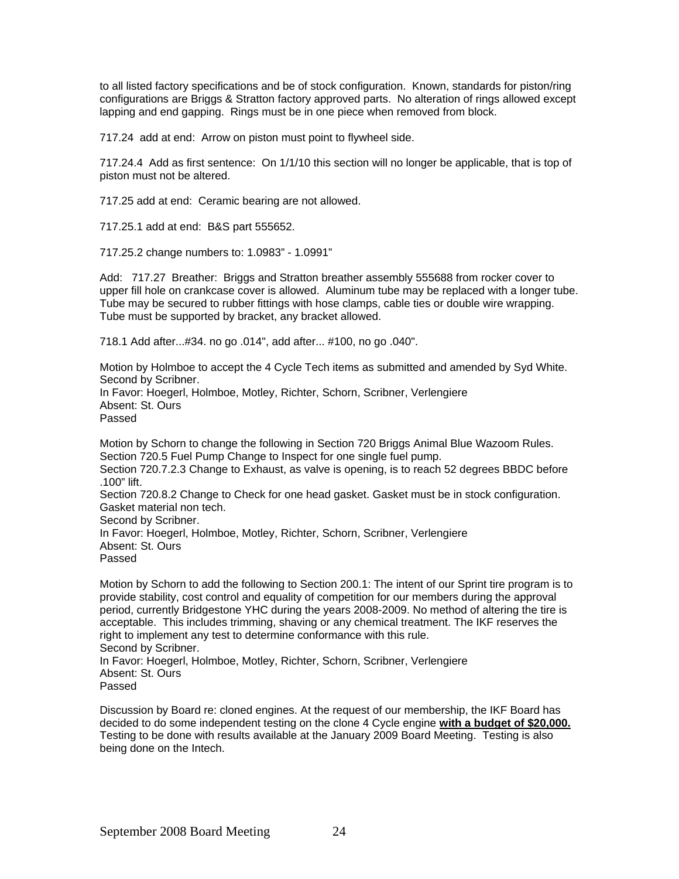to all listed factory specifications and be of stock configuration. Known, standards for piston/ring configurations are Briggs & Stratton factory approved parts. No alteration of rings allowed except lapping and end gapping. Rings must be in one piece when removed from block.

717.24 add at end: Arrow on piston must point to flywheel side.

717.24.4 Add as first sentence: On 1/1/10 this section will no longer be applicable, that is top of piston must not be altered.

717.25 add at end: Ceramic bearing are not allowed.

717.25.1 add at end: B&S part 555652.

717.25.2 change numbers to: 1.0983" - 1.0991"

Add: 717.27 Breather: Briggs and Stratton breather assembly 555688 from rocker cover to upper fill hole on crankcase cover is allowed. Aluminum tube may be replaced with a longer tube. Tube may be secured to rubber fittings with hose clamps, cable ties or double wire wrapping. Tube must be supported by bracket, any bracket allowed.

718.1 Add after...#34. no go .014", add after... #100, no go .040".

Motion by Holmboe to accept the 4 Cycle Tech items as submitted and amended by Syd White.
Second by Scribner.
In Favor: Hoegerl, Holmboe, Motley, Richter, Schorn, Scribner, Verlengiere
Absent: St. Ours
Passed

Motion by Schorn to change the following in Section 720 Briggs Animal Blue Wazoom Rules.
Section 720.5 Fuel Pump Change to Inspect for one single fuel pump.
Section 720.7.2.3 Change to Exhaust, as valve is opening, is to reach 52 degrees BBDC before .100" lift.
Section 720.8.2 Change to Check for one head gasket. Gasket must be in stock configuration. Gasket material non tech.
Second by Scribner.
In Favor: Hoegerl, Holmboe, Motley, Richter, Schorn, Scribner, Verlengiere
Absent: St. Ours
Passed

Motion by Schorn to add the following to Section 200.1: The intent of our Sprint tire program is to provide stability, cost control and equality of competition for our members during the approval period, currently Bridgestone YHC during the years 2008-2009. No method of altering the tire is acceptable. This includes trimming, shaving or any chemical treatment. The IKF reserves the right to implement any test to determine conformance with this rule.
Second by Scribner.
In Favor: Hoegerl, Holmboe, Motley, Richter, Schorn, Scribner, Verlengiere
Absent: St. Ours
Passed

Discussion by Board re: cloned engines. At the request of our membership, the IKF Board has decided to do some independent testing on the clone 4 Cycle engine **with a budget of $20,000.** Testing to be done with results available at the January 2009 Board Meeting. Testing is also being done on the Intech.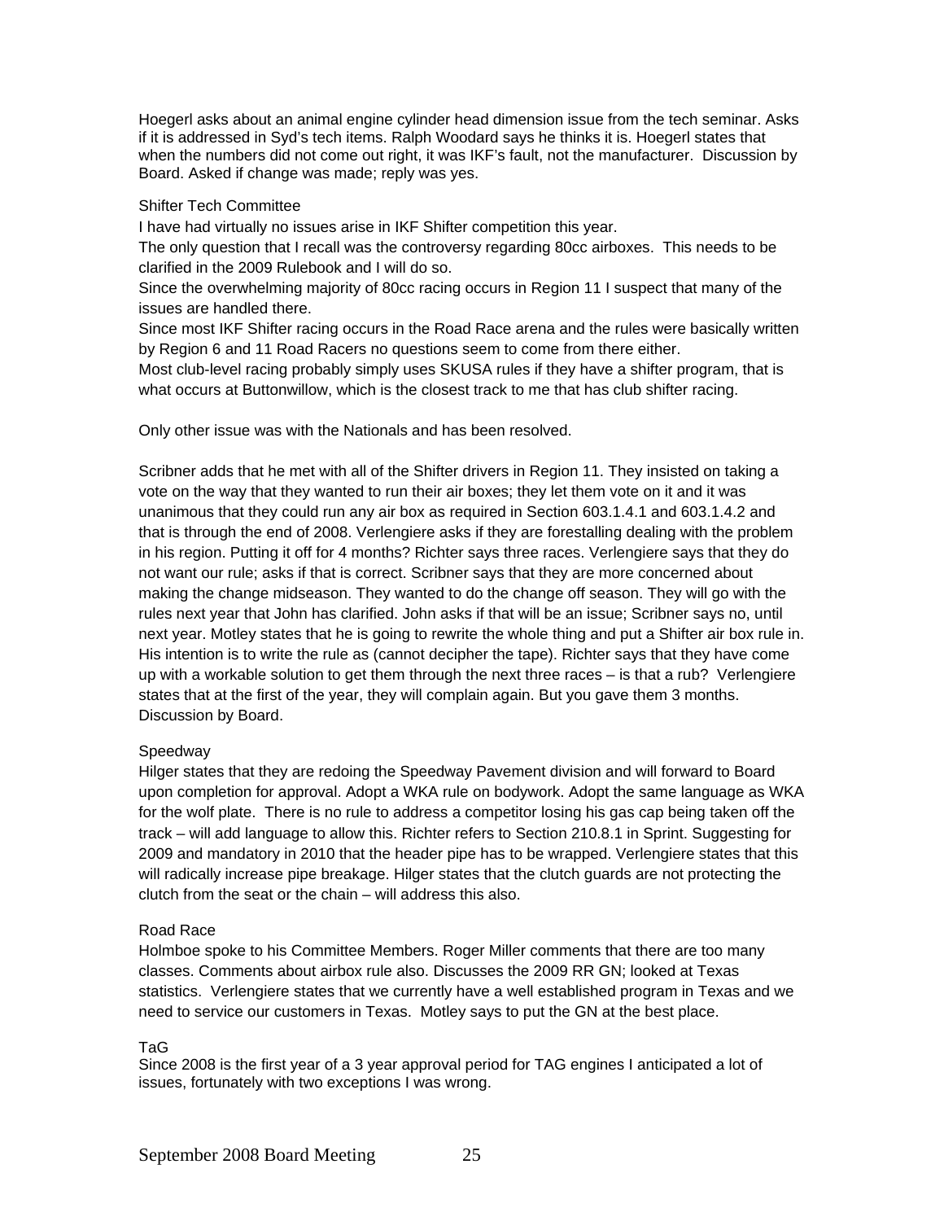Hoegerl asks about an animal engine cylinder head dimension issue from the tech seminar. Asks if it is addressed in Syd's tech items. Ralph Woodard says he thinks it is. Hoegerl states that when the numbers did not come out right, it was IKF's fault, not the manufacturer. Discussion by Board. Asked if change was made; reply was yes.

Shifter Tech Committee

I have had virtually no issues arise in IKF Shifter competition this year.

The only question that I recall was the controversy regarding 80cc airboxes. This needs to be clarified in the 2009 Rulebook and I will do so.

Since the overwhelming majority of 80cc racing occurs in Region 11 I suspect that many of the issues are handled there.

Since most IKF Shifter racing occurs in the Road Race arena and the rules were basically written by Region 6 and 11 Road Racers no questions seem to come from there either.

Most club-level racing probably simply uses SKUSA rules if they have a shifter program, that is what occurs at Buttonwillow, which is the closest track to me that has club shifter racing.

Only other issue was with the Nationals and has been resolved.

Scribner adds that he met with all of the Shifter drivers in Region 11. They insisted on taking a vote on the way that they wanted to run their air boxes; they let them vote on it and it was unanimous that they could run any air box as required in Section 603.1.4.1 and 603.1.4.2 and that is through the end of 2008. Verlengiere asks if they are forestalling dealing with the problem in his region. Putting it off for 4 months? Richter says three races. Verlengiere says that they do not want our rule; asks if that is correct. Scribner says that they are more concerned about making the change midseason. They wanted to do the change off season. They will go with the rules next year that John has clarified. John asks if that will be an issue; Scribner says no, until next year. Motley states that he is going to rewrite the whole thing and put a Shifter air box rule in. His intention is to write the rule as (cannot decipher the tape). Richter says that they have come up with a workable solution to get them through the next three races – is that a rub? Verlengiere states that at the first of the year, they will complain again. But you gave them 3 months. Discussion by Board.

Speedway

Hilger states that they are redoing the Speedway Pavement division and will forward to Board upon completion for approval. Adopt a WKA rule on bodywork. Adopt the same language as WKA for the wolf plate. There is no rule to address a competitor losing his gas cap being taken off the track – will add language to allow this. Richter refers to Section 210.8.1 in Sprint. Suggesting for 2009 and mandatory in 2010 that the header pipe has to be wrapped. Verlengiere states that this will radically increase pipe breakage. Hilger states that the clutch guards are not protecting the clutch from the seat or the chain – will address this also.

Road Race

Holmboe spoke to his Committee Members. Roger Miller comments that there are too many classes. Comments about airbox rule also. Discusses the 2009 RR GN; looked at Texas statistics. Verlengiere states that we currently have a well established program in Texas and we need to service our customers in Texas. Motley says to put the GN at the best place.

TaG

Since 2008 is the first year of a 3 year approval period for TAG engines I anticipated a lot of issues, fortunately with two exceptions I was wrong.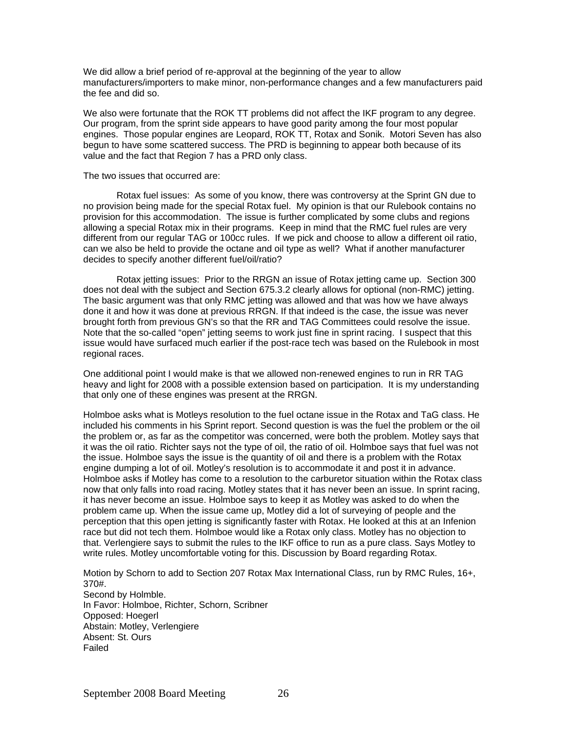We did allow a brief period of re-approval at the beginning of the year to allow manufacturers/importers to make minor, non-performance changes and a few manufacturers paid the fee and did so.

We also were fortunate that the ROK TT problems did not affect the IKF program to any degree. Our program, from the sprint side appears to have good parity among the four most popular engines. Those popular engines are Leopard, ROK TT, Rotax and Sonik. Motori Seven has also begun to have some scattered success. The PRD is beginning to appear both because of its value and the fact that Region 7 has a PRD only class.

The two issues that occurred are:

Rotax fuel issues: As some of you know, there was controversy at the Sprint GN due to no provision being made for the special Rotax fuel. My opinion is that our Rulebook contains no provision for this accommodation. The issue is further complicated by some clubs and regions allowing a special Rotax mix in their programs. Keep in mind that the RMC fuel rules are very different from our regular TAG or 100cc rules. If we pick and choose to allow a different oil ratio, can we also be held to provide the octane and oil type as well? What if another manufacturer decides to specify another different fuel/oil/ratio?

Rotax jetting issues: Prior to the RRGN an issue of Rotax jetting came up. Section 300 does not deal with the subject and Section 675.3.2 clearly allows for optional (non-RMC) jetting. The basic argument was that only RMC jetting was allowed and that was how we have always done it and how it was done at previous RRGN. If that indeed is the case, the issue was never brought forth from previous GN's so that the RR and TAG Committees could resolve the issue. Note that the so-called "open" jetting seems to work just fine in sprint racing. I suspect that this issue would have surfaced much earlier if the post-race tech was based on the Rulebook in most regional races.

One additional point I would make is that we allowed non-renewed engines to run in RR TAG heavy and light for 2008 with a possible extension based on participation. It is my understanding that only one of these engines was present at the RRGN.

Holmboe asks what is Motleys resolution to the fuel octane issue in the Rotax and TaG class. He included his comments in his Sprint report. Second question is was the fuel the problem or the oil the problem or, as far as the competitor was concerned, were both the problem. Motley says that it was the oil ratio. Richter says not the type of oil, the ratio of oil. Holmboe says that fuel was not the issue. Holmboe says the issue is the quantity of oil and there is a problem with the Rotax engine dumping a lot of oil. Motley's resolution is to accommodate it and post it in advance. Holmboe asks if Motley has come to a resolution to the carburetor situation within the Rotax class now that only falls into road racing. Motley states that it has never been an issue. In sprint racing, it has never become an issue. Holmboe says to keep it as Motley was asked to do when the problem came up. When the issue came up, Motley did a lot of surveying of people and the perception that this open jetting is significantly faster with Rotax. He looked at this at an Infenion race but did not tech them. Holmboe would like a Rotax only class. Motley has no objection to that. Verlengiere says to submit the rules to the IKF office to run as a pure class. Says Motley to write rules. Motley uncomfortable voting for this. Discussion by Board regarding Rotax.

Motion by Schorn to add to Section 207 Rotax Max International Class, run by RMC Rules, 16+, 370#.
Second by Holmble.
In Favor: Holmboe, Richter, Schorn, Scribner
Opposed: Hoegerl
Abstain: Motley, Verlengiere
Absent: St. Ours
Failed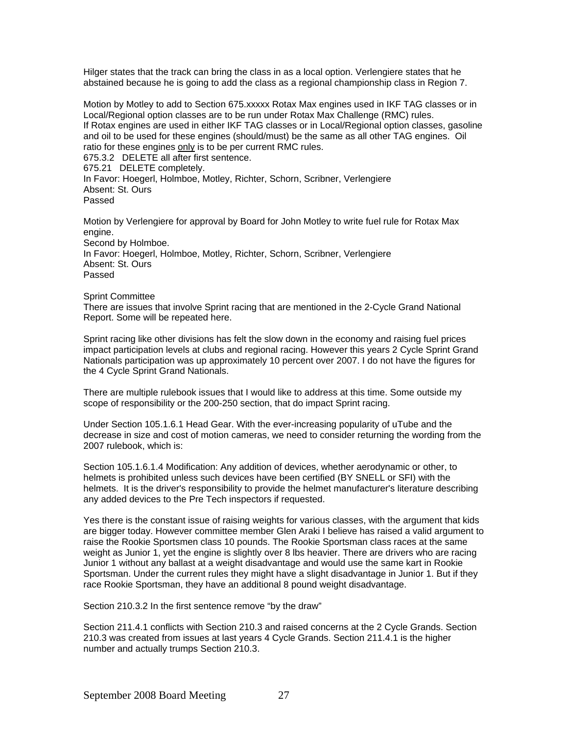Hilger states that the track can bring the class in as a local option. Verlengiere states that he abstained because he is going to add the class as a regional championship class in Region 7.

Motion by Motley to add to Section 675.xxxxx Rotax Max engines used in IKF TAG classes or in Local/Regional option classes are to be run under Rotax Max Challenge (RMC) rules.
If Rotax engines are used in either IKF TAG classes or in Local/Regional option classes, gasoline and oil to be used for these engines (should/must) be the same as all other TAG engines. Oil ratio for these engines only is to be per current RMC rules.
675.3.2 DELETE all after first sentence.
675.21 DELETE completely.
In Favor: Hoegerl, Holmboe, Motley, Richter, Schorn, Scribner, Verlengiere
Absent: St. Ours
Passed

Motion by Verlengiere for approval by Board for John Motley to write fuel rule for Rotax Max engine.
Second by Holmboe.
In Favor: Hoegerl, Holmboe, Motley, Richter, Schorn, Scribner, Verlengiere
Absent: St. Ours
Passed

Sprint Committee
There are issues that involve Sprint racing that are mentioned in the 2-Cycle Grand National Report. Some will be repeated here.

Sprint racing like other divisions has felt the slow down in the economy and raising fuel prices impact participation levels at clubs and regional racing. However this years 2 Cycle Sprint Grand Nationals participation was up approximately 10 percent over 2007. I do not have the figures for the 4 Cycle Sprint Grand Nationals.

There are multiple rulebook issues that I would like to address at this time. Some outside my scope of responsibility or the 200-250 section, that do impact Sprint racing.

Under Section 105.1.6.1 Head Gear. With the ever-increasing popularity of uTube and the decrease in size and cost of motion cameras, we need to consider returning the wording from the 2007 rulebook, which is:

Section 105.1.6.1.4 Modification: Any addition of devices, whether aerodynamic or other, to helmets is prohibited unless such devices have been certified (BY SNELL or SFI) with the helmets. It is the driver's responsibility to provide the helmet manufacturer's literature describing any added devices to the Pre Tech inspectors if requested.

Yes there is the constant issue of raising weights for various classes, with the argument that kids are bigger today. However committee member Glen Araki I believe has raised a valid argument to raise the Rookie Sportsmen class 10 pounds. The Rookie Sportsman class races at the same weight as Junior 1, yet the engine is slightly over 8 lbs heavier. There are drivers who are racing Junior 1 without any ballast at a weight disadvantage and would use the same kart in Rookie Sportsman. Under the current rules they might have a slight disadvantage in Junior 1. But if they race Rookie Sportsman, they have an additional 8 pound weight disadvantage.

Section 210.3.2 In the first sentence remove "by the draw"

Section 211.4.1 conflicts with Section 210.3 and raised concerns at the 2 Cycle Grands. Section 210.3 was created from issues at last years 4 Cycle Grands. Section 211.4.1 is the higher number and actually trumps Section 210.3.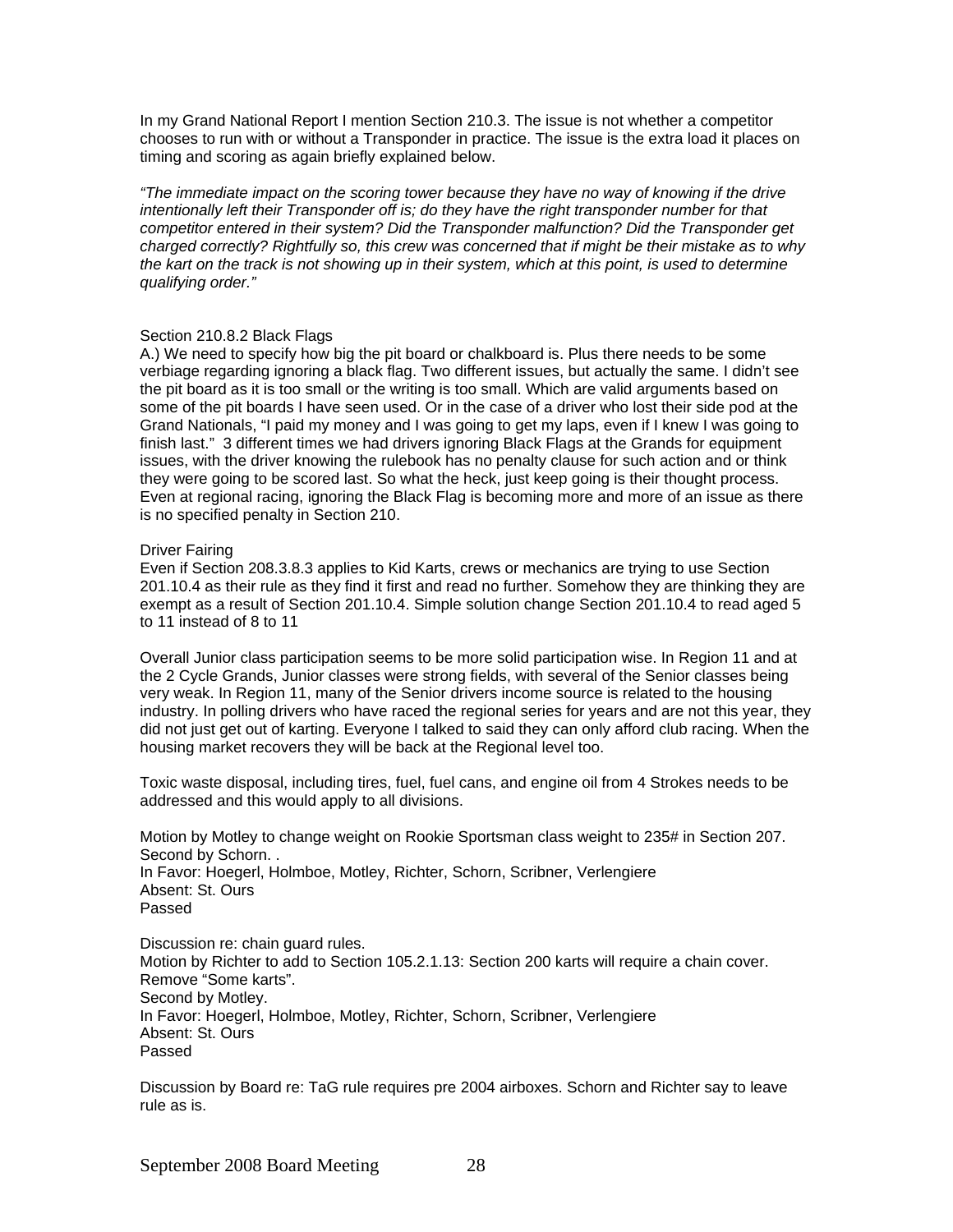In my Grand National Report I mention Section 210.3. The issue is not whether a competitor chooses to run with or without a Transponder in practice. The issue is the extra load it places on timing and scoring as again briefly explained below.

*"The immediate impact on the scoring tower because they have no way of knowing if the drive intentionally left their Transponder off is; do they have the right transponder number for that competitor entered in their system? Did the Transponder malfunction? Did the Transponder get charged correctly? Rightfully so, this crew was concerned that if might be their mistake as to why the kart on the track is not showing up in their system, which at this point, is used to determine qualifying order."*

Section 210.8.2 Black Flags
A.) We need to specify how big the pit board or chalkboard is. Plus there needs to be some verbiage regarding ignoring a black flag. Two different issues, but actually the same. I didn't see the pit board as it is too small or the writing is too small. Which are valid arguments based on some of the pit boards I have seen used. Or in the case of a driver who lost their side pod at the Grand Nationals, "I paid my money and I was going to get my laps, even if I knew I was going to finish last." 3 different times we had drivers ignoring Black Flags at the Grands for equipment issues, with the driver knowing the rulebook has no penalty clause for such action and or think they were going to be scored last. So what the heck, just keep going is their thought process. Even at regional racing, ignoring the Black Flag is becoming more and more of an issue as there is no specified penalty in Section 210.

Driver Fairing
Even if Section 208.3.8.3 applies to Kid Karts, crews or mechanics are trying to use Section 201.10.4 as their rule as they find it first and read no further. Somehow they are thinking they are exempt as a result of Section 201.10.4. Simple solution change Section 201.10.4 to read aged 5 to 11 instead of 8 to 11

Overall Junior class participation seems to be more solid participation wise. In Region 11 and at the 2 Cycle Grands, Junior classes were strong fields, with several of the Senior classes being very weak. In Region 11, many of the Senior drivers income source is related to the housing industry. In polling drivers who have raced the regional series for years and are not this year, they did not just get out of karting. Everyone I talked to said they can only afford club racing. When the housing market recovers they will be back at the Regional level too.

Toxic waste disposal, including tires, fuel, fuel cans, and engine oil from 4 Strokes needs to be addressed and this would apply to all divisions.

Motion by Motley to change weight on Rookie Sportsman class weight to 235# in Section 207.
Second by Schorn. .
In Favor: Hoegerl, Holmboe, Motley, Richter, Schorn, Scribner, Verlengiere
Absent: St. Ours
Passed

Discussion re: chain guard rules.
Motion by Richter to add to Section 105.2.1.13: Section 200 karts will require a chain cover. Remove "Some karts".
Second by Motley.
In Favor: Hoegerl, Holmboe, Motley, Richter, Schorn, Scribner, Verlengiere
Absent: St. Ours
Passed

Discussion by Board re: TaG rule requires pre 2004 airboxes. Schorn and Richter say to leave rule as is.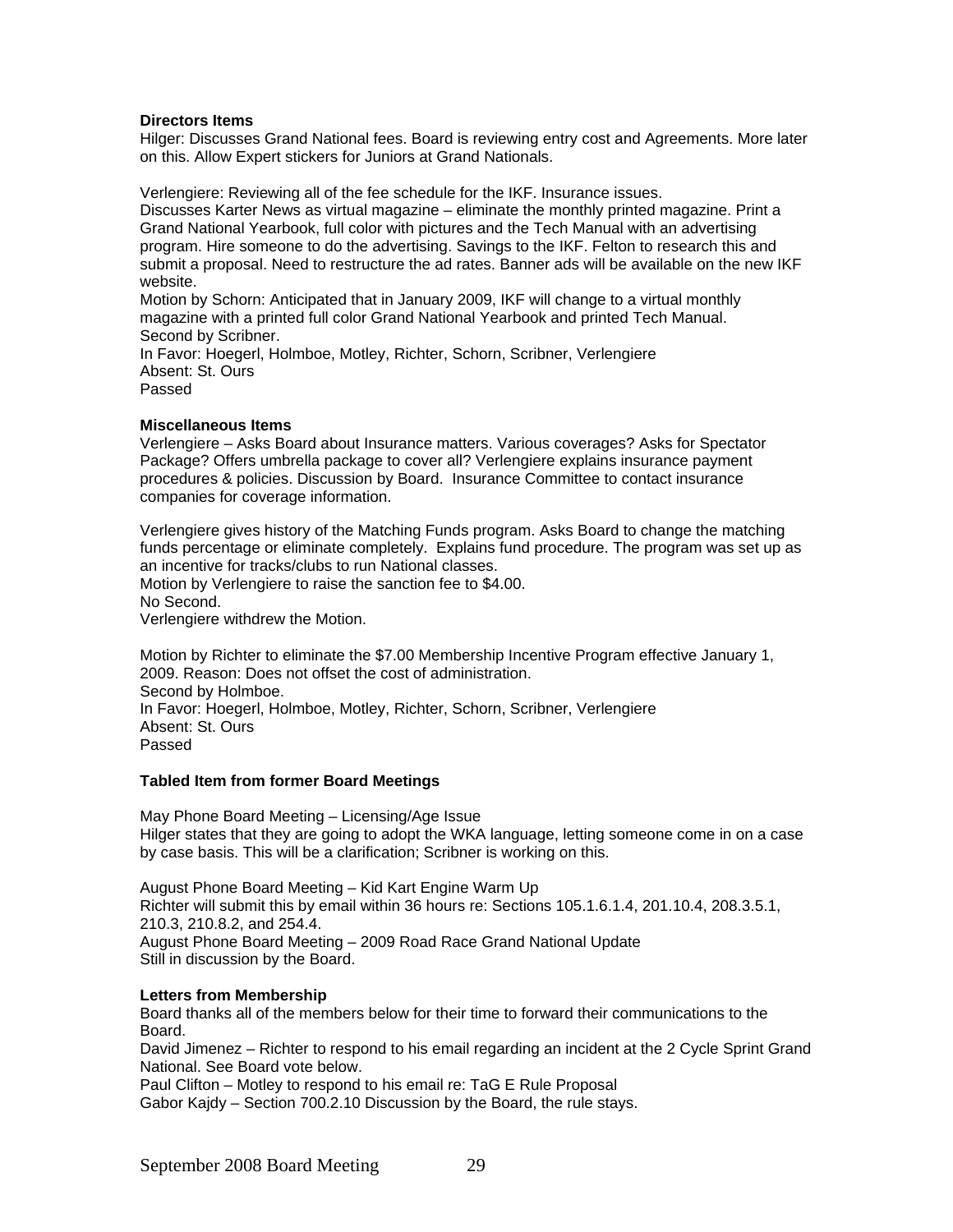**Directors Items**

Hilger: Discusses Grand National fees. Board is reviewing entry cost and Agreements. More later on this. Allow Expert stickers for Juniors at Grand Nationals.

Verlengiere: Reviewing all of the fee schedule for the IKF. Insurance issues.
Discusses Karter News as virtual magazine – eliminate the monthly printed magazine. Print a Grand National Yearbook, full color with pictures and the Tech Manual with an advertising program. Hire someone to do the advertising. Savings to the IKF. Felton to research this and submit a proposal. Need to restructure the ad rates. Banner ads will be available on the new IKF website.
Motion by Schorn: Anticipated that in January 2009, IKF will change to a virtual monthly magazine with a printed full color Grand National Yearbook and printed Tech Manual.
Second by Scribner.
In Favor: Hoegerl, Holmboe, Motley, Richter, Schorn, Scribner, Verlengiere
Absent: St. Ours
Passed

**Miscellaneous Items**

Verlengiere – Asks Board about Insurance matters. Various coverages? Asks for Spectator Package? Offers umbrella package to cover all? Verlengiere explains insurance payment procedures & policies. Discussion by Board. Insurance Committee to contact insurance companies for coverage information.

Verlengiere gives history of the Matching Funds program. Asks Board to change the matching funds percentage or eliminate completely. Explains fund procedure. The program was set up as an incentive for tracks/clubs to run National classes.
Motion by Verlengiere to raise the sanction fee to $4.00.
No Second.
Verlengiere withdrew the Motion.

Motion by Richter to eliminate the $7.00 Membership Incentive Program effective January 1, 2009. Reason: Does not offset the cost of administration.
Second by Holmboe.
In Favor: Hoegerl, Holmboe, Motley, Richter, Schorn, Scribner, Verlengiere
Absent: St. Ours
Passed

**Tabled Item from former Board Meetings**

May Phone Board Meeting – Licensing/Age Issue
Hilger states that they are going to adopt the WKA language, letting someone come in on a case by case basis. This will be a clarification; Scribner is working on this.

August Phone Board Meeting – Kid Kart Engine Warm Up
Richter will submit this by email within 36 hours re: Sections 105.1.6.1.4, 201.10.4, 208.3.5.1, 210.3, 210.8.2, and 254.4.
August Phone Board Meeting – 2009 Road Race Grand National Update
Still in discussion by the Board.

**Letters from Membership**

Board thanks all of the members below for their time to forward their communications to the Board.
David Jimenez – Richter to respond to his email regarding an incident at the 2 Cycle Sprint Grand National. See Board vote below.
Paul Clifton – Motley to respond to his email re: TaG E Rule Proposal
Gabor Kajdy – Section 700.2.10 Discussion by the Board, the rule stays.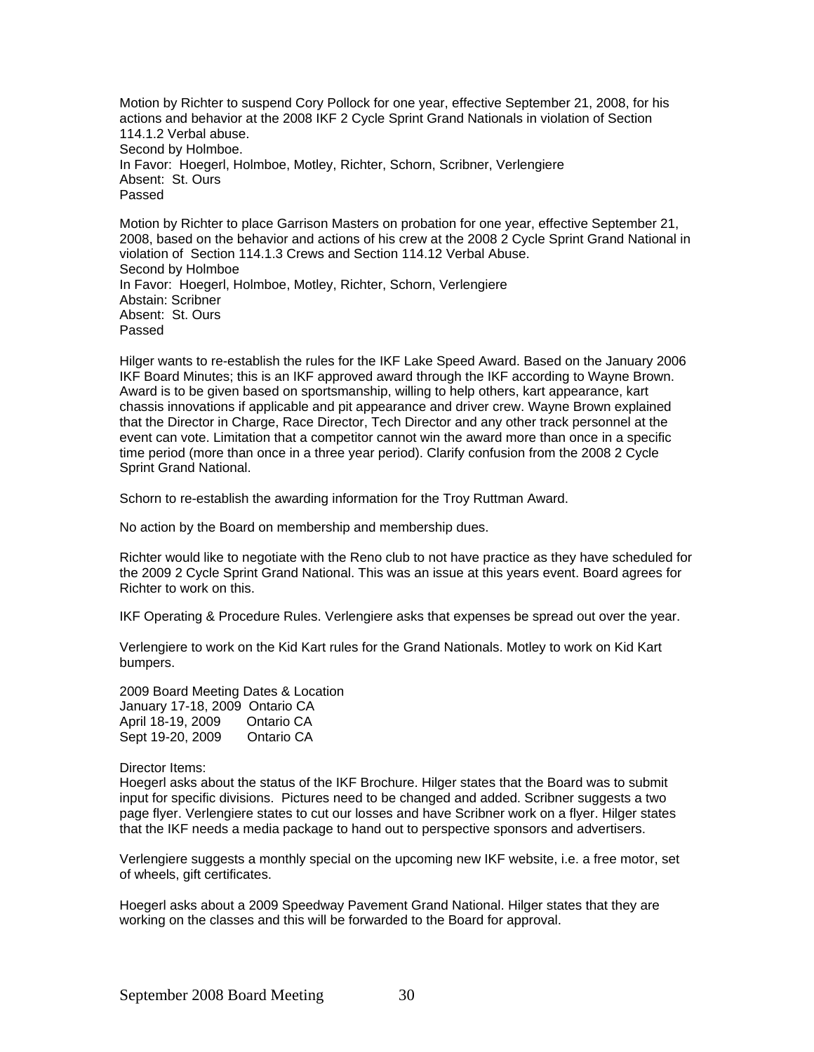Motion by Richter to suspend Cory Pollock for one year, effective September 21, 2008, for his actions and behavior at the 2008 IKF 2 Cycle Sprint Grand Nationals in violation of Section 114.1.2 Verbal abuse.
Second by Holmboe.
In Favor: Hoegerl, Holmboe, Motley, Richter, Schorn, Scribner, Verlengiere
Absent: St. Ours
Passed

Motion by Richter to place Garrison Masters on probation for one year, effective September 21, 2008, based on the behavior and actions of his crew at the 2008 2 Cycle Sprint Grand National in violation of Section 114.1.3 Crews and Section 114.12 Verbal Abuse.
Second by Holmboe
In Favor: Hoegerl, Holmboe, Motley, Richter, Schorn, Verlengiere
Abstain: Scribner
Absent: St. Ours
Passed

Hilger wants to re-establish the rules for the IKF Lake Speed Award. Based on the January 2006 IKF Board Minutes; this is an IKF approved award through the IKF according to Wayne Brown. Award is to be given based on sportsmanship, willing to help others, kart appearance, kart chassis innovations if applicable and pit appearance and driver crew. Wayne Brown explained that the Director in Charge, Race Director, Tech Director and any other track personnel at the event can vote. Limitation that a competitor cannot win the award more than once in a specific time period (more than once in a three year period). Clarify confusion from the 2008 2 Cycle Sprint Grand National.

Schorn to re-establish the awarding information for the Troy Ruttman Award.

No action by the Board on membership and membership dues.

Richter would like to negotiate with the Reno club to not have practice as they have scheduled for the 2009 2 Cycle Sprint Grand National. This was an issue at this years event. Board agrees for Richter to work on this.

IKF Operating & Procedure Rules. Verlengiere asks that expenses be spread out over the year.

Verlengiere to work on the Kid Kart rules for the Grand Nationals. Motley to work on Kid Kart bumpers.

2009 Board Meeting Dates & Location
January 17-18, 2009 Ontario CA
April 18-19, 2009 Ontario CA
Sept 19-20, 2009 Ontario CA

Director Items:
Hoegerl asks about the status of the IKF Brochure. Hilger states that the Board was to submit input for specific divisions. Pictures need to be changed and added. Scribner suggests a two page flyer. Verlengiere states to cut our losses and have Scribner work on a flyer. Hilger states that the IKF needs a media package to hand out to perspective sponsors and advertisers.

Verlengiere suggests a monthly special on the upcoming new IKF website, i.e. a free motor, set of wheels, gift certificates.

Hoegerl asks about a 2009 Speedway Pavement Grand National. Hilger states that they are working on the classes and this will be forwarded to the Board for approval.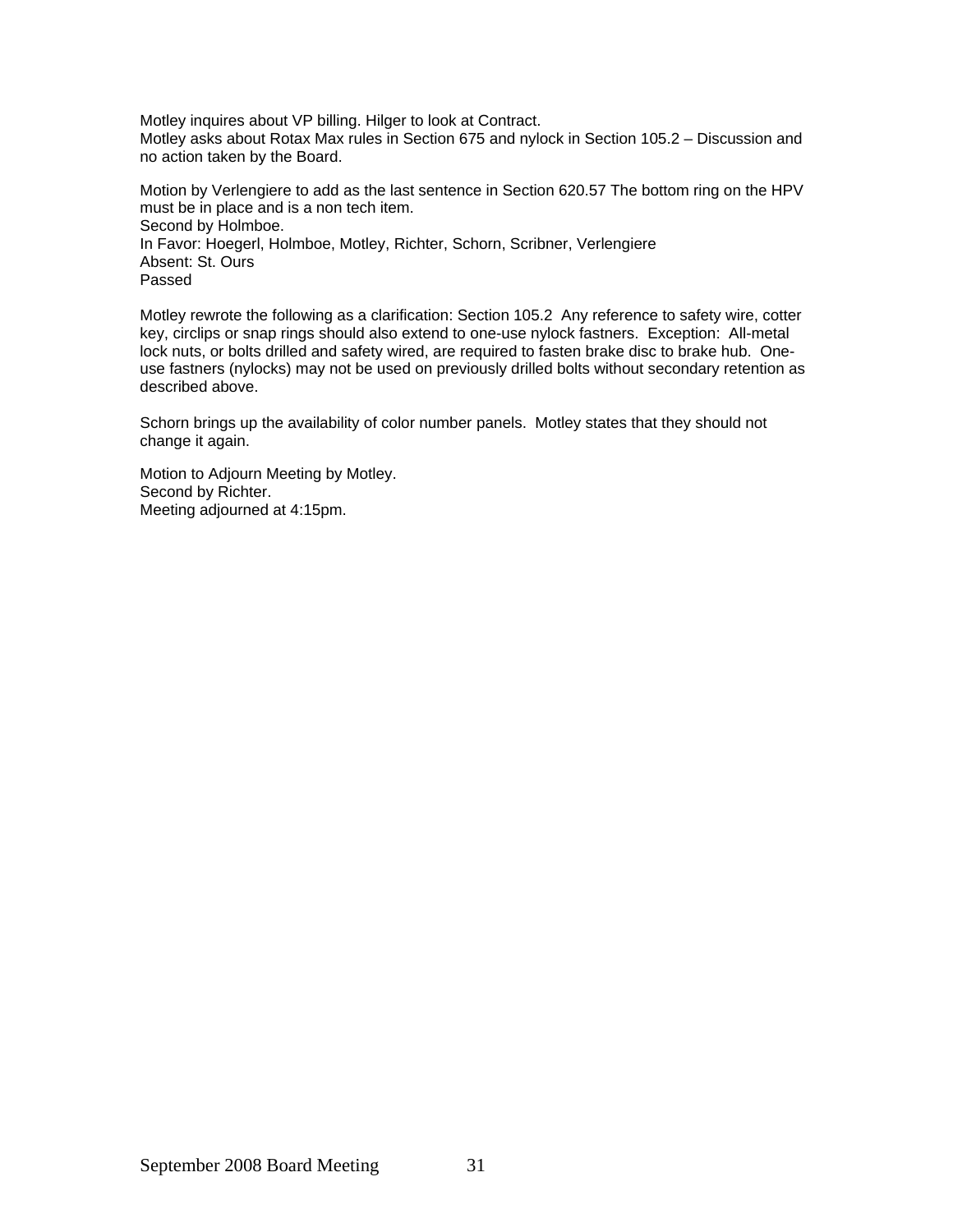Motley inquires about VP billing. Hilger to look at Contract.
Motley asks about Rotax Max rules in Section 675 and nylock in Section 105.2 – Discussion and no action taken by the Board.

Motion by Verlengiere to add as the last sentence in Section 620.57 The bottom ring on the HPV must be in place and is a non tech item.
Second by Holmboe.
In Favor: Hoegerl, Holmboe, Motley, Richter, Schorn, Scribner, Verlengiere
Absent: St. Ours
Passed

Motley rewrote the following as a clarification: Section 105.2 Any reference to safety wire, cotter key, circlips or snap rings should also extend to one-use nylock fastners. Exception: All-metal lock nuts, or bolts drilled and safety wired, are required to fasten brake disc to brake hub. One-use fastners (nylocks) may not be used on previously drilled bolts without secondary retention as described above.

Schorn brings up the availability of color number panels. Motley states that they should not change it again.

Motion to Adjourn Meeting by Motley.
Second by Richter.
Meeting adjourned at 4:15pm.